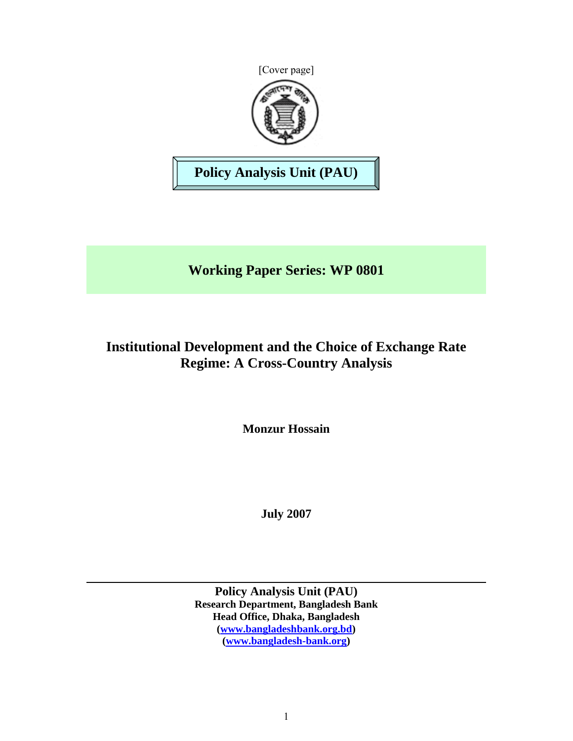[Cover page]

**Policy Analysis Unit (PAU)**

## Working Paper Series: WP 0801

# Institutional Development and the Choice of Exchange Rate Regime: A Cross-Country Analysis

**Monzur Hossain**

**July 2007**

---

**Policy Analysis Unit (PAU)**
**Research Department, Bangladesh Bank**
**Head Office, Dhaka, Bangladesh**
**(www.bangladeshbank.org.bd)**
**(www.bangladesh-bank.org)**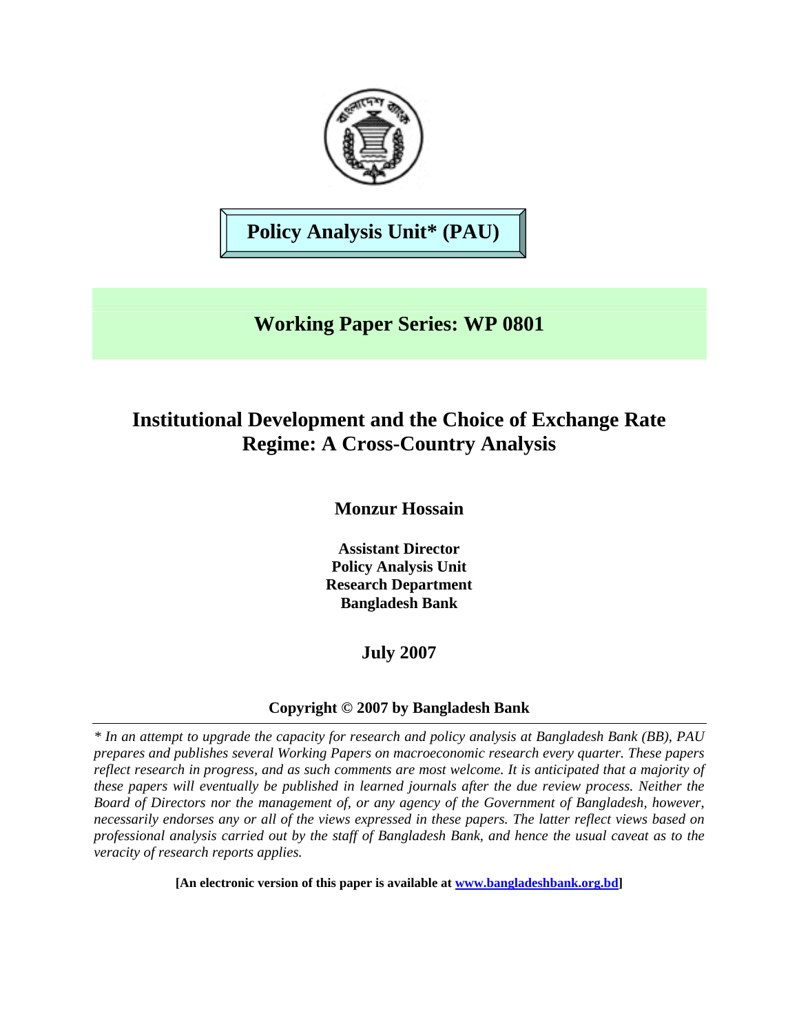**Policy Analysis Unit* (PAU)**

## Working Paper Series: WP 0801

# Institutional Development and the Choice of Exchange Rate Regime: A Cross-Country Analysis

**Monzur Hossain**

**Assistant Director**
**Policy Analysis Unit**
**Research Department**
**Bangladesh Bank**

**July 2007**

**Copyright © 2007 by Bangladesh Bank**

---

*\* In an attempt to upgrade the capacity for research and policy analysis at Bangladesh Bank (BB), PAU prepares and publishes several Working Papers on macroeconomic research every quarter. These papers reflect research in progress, and as such comments are most welcome. It is anticipated that a majority of these papers will eventually be published in learned journals after the due review process. Neither the Board of Directors nor the management of, or any agency of the Government of Bangladesh, however, necessarily endorses any or all of the views expressed in these papers. The latter reflect views based on professional analysis carried out by the staff of Bangladesh Bank, and hence the usual caveat as to the veracity of research reports applies.*

**[An electronic version of this paper is available at www.bangladeshbank.org.bd]**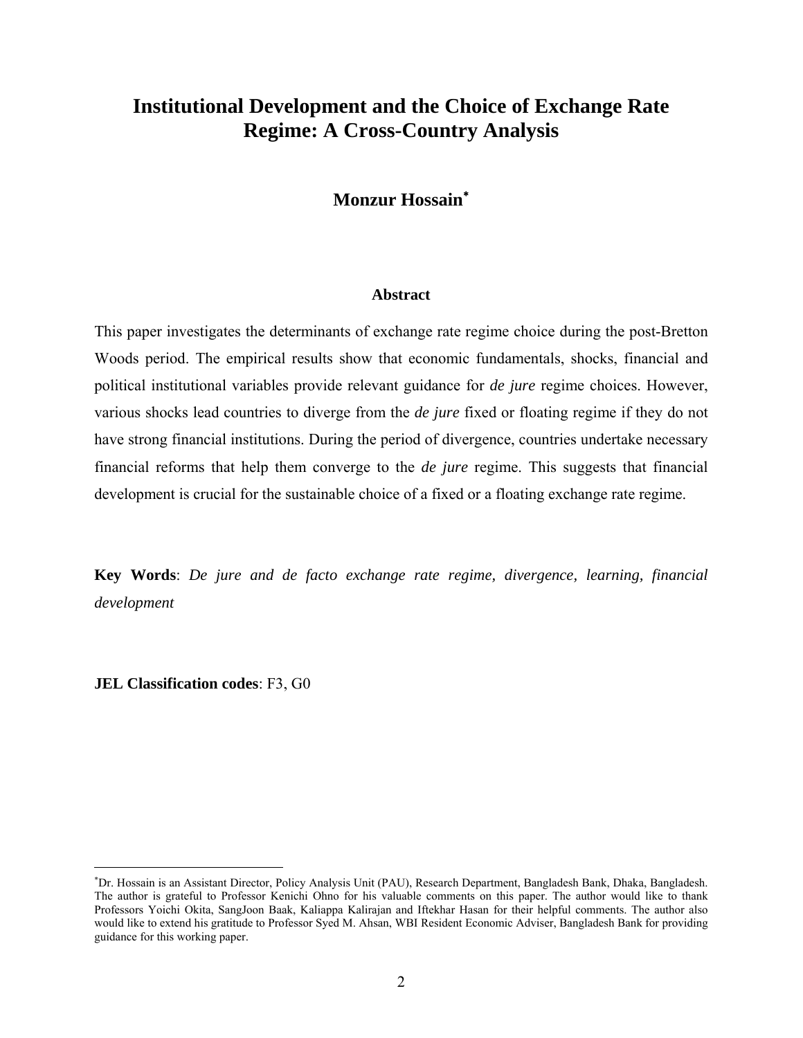# Institutional Development and the Choice of Exchange Rate Regime: A Cross-Country Analysis

**Monzur Hossain***

### Abstract

This paper investigates the determinants of exchange rate regime choice during the post-Bretton Woods period. The empirical results show that economic fundamentals, shocks, financial and political institutional variables provide relevant guidance for *de jure* regime choices. However, various shocks lead countries to diverge from the *de jure* fixed or floating regime if they do not have strong financial institutions. During the period of divergence, countries undertake necessary financial reforms that help them converge to the *de jure* regime. This suggests that financial development is crucial for the sustainable choice of a fixed or a floating exchange rate regime.

**Key Words**: *De jure and de facto exchange rate regime, divergence, learning, financial development*

**JEL Classification codes**: F3, G0

---

*Dr. Hossain is an Assistant Director, Policy Analysis Unit (PAU), Research Department, Bangladesh Bank, Dhaka, Bangladesh. The author is grateful to Professor Kenichi Ohno for his valuable comments on this paper. The author would like to thank Professors Yoichi Okita, SangJoon Baak, Kaliappa Kalirajan and Iftekhar Hasan for their helpful comments. The author also would like to extend his gratitude to Professor Syed M. Ahsan, WBI Resident Economic Adviser, Bangladesh Bank for providing guidance for this working paper.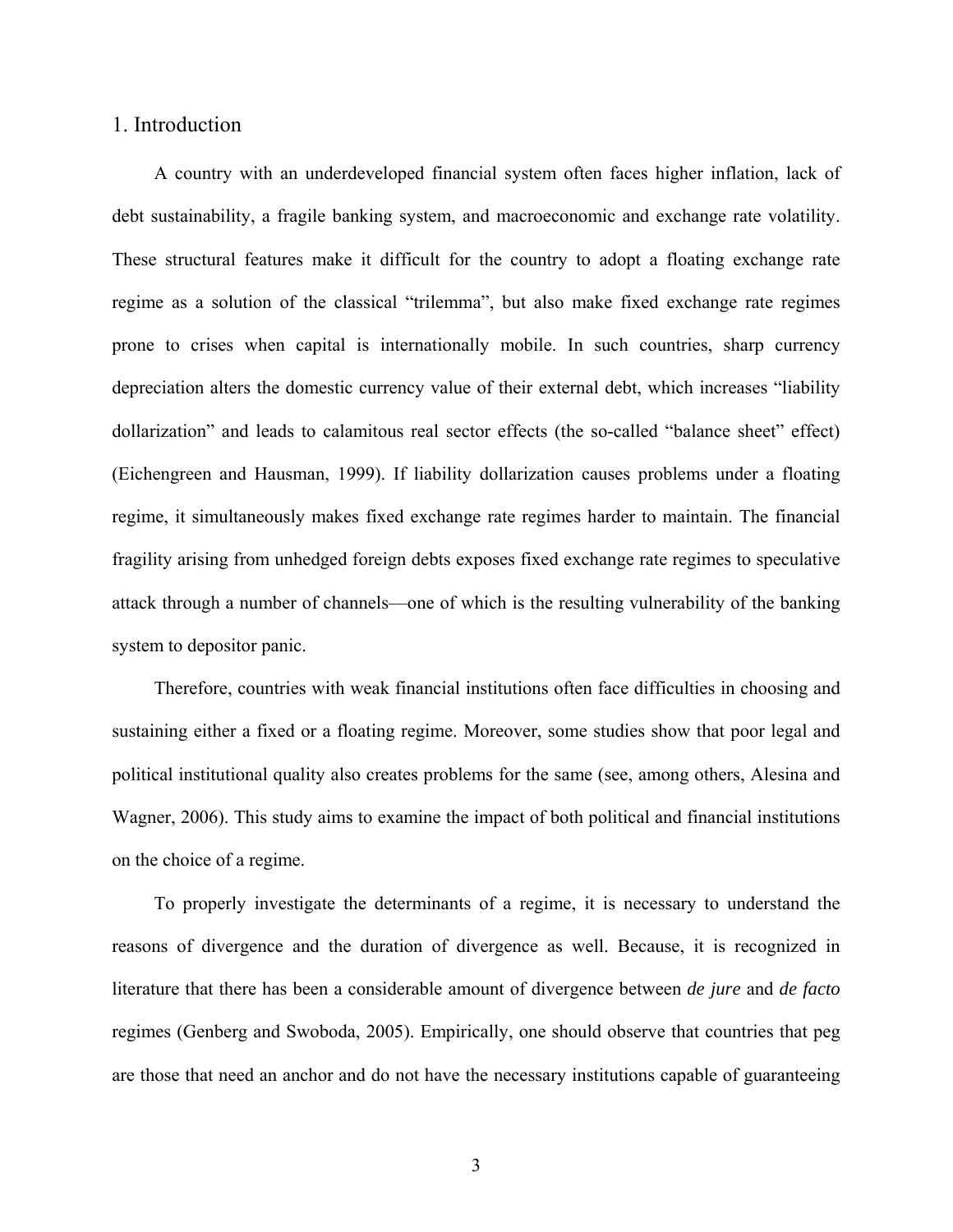# 1. Introduction

A country with an underdeveloped financial system often faces higher inflation, lack of debt sustainability, a fragile banking system, and macroeconomic and exchange rate volatility. These structural features make it difficult for the country to adopt a floating exchange rate regime as a solution of the classical "trilemma", but also make fixed exchange rate regimes prone to crises when capital is internationally mobile. In such countries, sharp currency depreciation alters the domestic currency value of their external debt, which increases "liability dollarization" and leads to calamitous real sector effects (the so-called "balance sheet" effect) (Eichengreen and Hausman, 1999). If liability dollarization causes problems under a floating regime, it simultaneously makes fixed exchange rate regimes harder to maintain. The financial fragility arising from unhedged foreign debts exposes fixed exchange rate regimes to speculative attack through a number of channels—one of which is the resulting vulnerability of the banking system to depositor panic.

Therefore, countries with weak financial institutions often face difficulties in choosing and sustaining either a fixed or a floating regime. Moreover, some studies show that poor legal and political institutional quality also creates problems for the same (see, among others, Alesina and Wagner, 2006). This study aims to examine the impact of both political and financial institutions on the choice of a regime.

To properly investigate the determinants of a regime, it is necessary to understand the reasons of divergence and the duration of divergence as well. Because, it is recognized in literature that there has been a considerable amount of divergence between *de jure* and *de facto* regimes (Genberg and Swoboda, 2005). Empirically, one should observe that countries that peg are those that need an anchor and do not have the necessary institutions capable of guaranteeing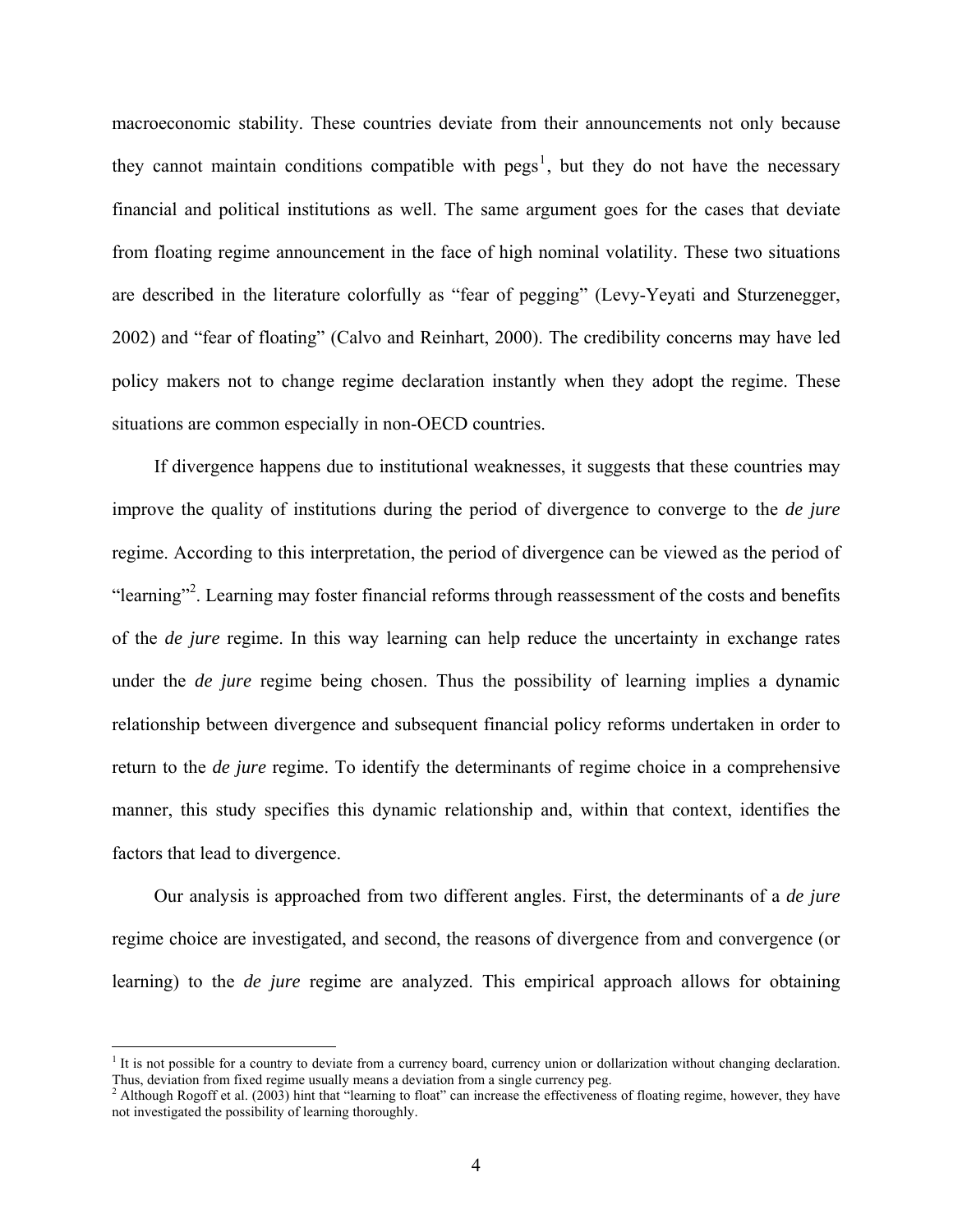macroeconomic stability. These countries deviate from their announcements not only because they cannot maintain conditions compatible with pegs[1], but they do not have the necessary financial and political institutions as well. The same argument goes for the cases that deviate from floating regime announcement in the face of high nominal volatility. These two situations are described in the literature colorfully as "fear of pegging" (Levy-Yeyati and Sturzenegger, 2002) and "fear of floating" (Calvo and Reinhart, 2000). The credibility concerns may have led policy makers not to change regime declaration instantly when they adopt the regime. These situations are common especially in non-OECD countries.

If divergence happens due to institutional weaknesses, it suggests that these countries may improve the quality of institutions during the period of divergence to converge to the *de jure* regime. According to this interpretation, the period of divergence can be viewed as the period of "learning"[2]. Learning may foster financial reforms through reassessment of the costs and benefits of the *de jure* regime. In this way learning can help reduce the uncertainty in exchange rates under the *de jure* regime being chosen. Thus the possibility of learning implies a dynamic relationship between divergence and subsequent financial policy reforms undertaken in order to return to the *de jure* regime. To identify the determinants of regime choice in a comprehensive manner, this study specifies this dynamic relationship and, within that context, identifies the factors that lead to divergence.

Our analysis is approached from two different angles. First, the determinants of a *de jure* regime choice are investigated, and second, the reasons of divergence from and convergence (or learning) to the *de jure* regime are analyzed. This empirical approach allows for obtaining

[1] It is not possible for a country to deviate from a currency board, currency union or dollarization without changing declaration. Thus, deviation from fixed regime usually means a deviation from a single currency peg.

[2] Although Rogoff et al. (2003) hint that "learning to float" can increase the effectiveness of floating regime, however, they have not investigated the possibility of learning thoroughly.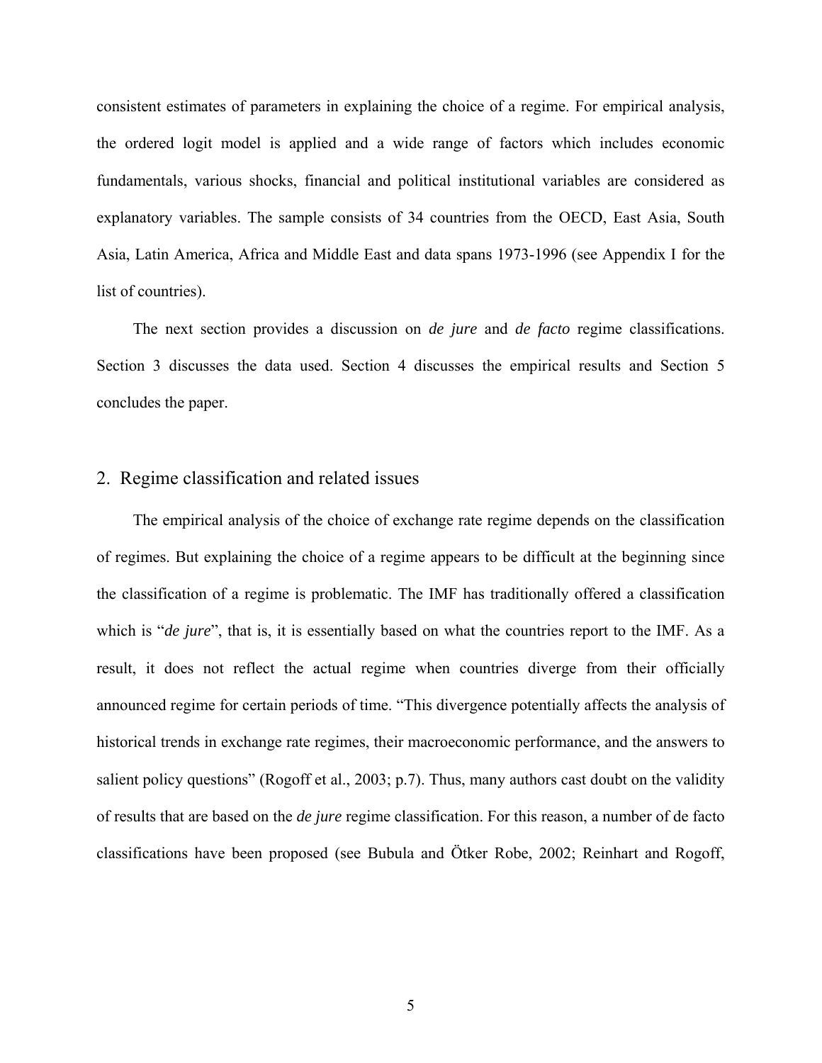consistent estimates of parameters in explaining the choice of a regime. For empirical analysis, the ordered logit model is applied and a wide range of factors which includes economic fundamentals, various shocks, financial and political institutional variables are considered as explanatory variables. The sample consists of 34 countries from the OECD, East Asia, South Asia, Latin America, Africa and Middle East and data spans 1973-1996 (see Appendix I for the list of countries).

The next section provides a discussion on *de jure* and *de facto* regime classifications. Section 3 discusses the data used. Section 4 discusses the empirical results and Section 5 concludes the paper.

## 2. Regime classification and related issues

The empirical analysis of the choice of exchange rate regime depends on the classification of regimes. But explaining the choice of a regime appears to be difficult at the beginning since the classification of a regime is problematic. The IMF has traditionally offered a classification which is "*de jure*", that is, it is essentially based on what the countries report to the IMF. As a result, it does not reflect the actual regime when countries diverge from their officially announced regime for certain periods of time. "This divergence potentially affects the analysis of historical trends in exchange rate regimes, their macroeconomic performance, and the answers to salient policy questions" (Rogoff et al., 2003; p.7). Thus, many authors cast doubt on the validity of results that are based on the *de jure* regime classification. For this reason, a number of de facto classifications have been proposed (see Bubula and Ötker Robe, 2002; Reinhart and Rogoff,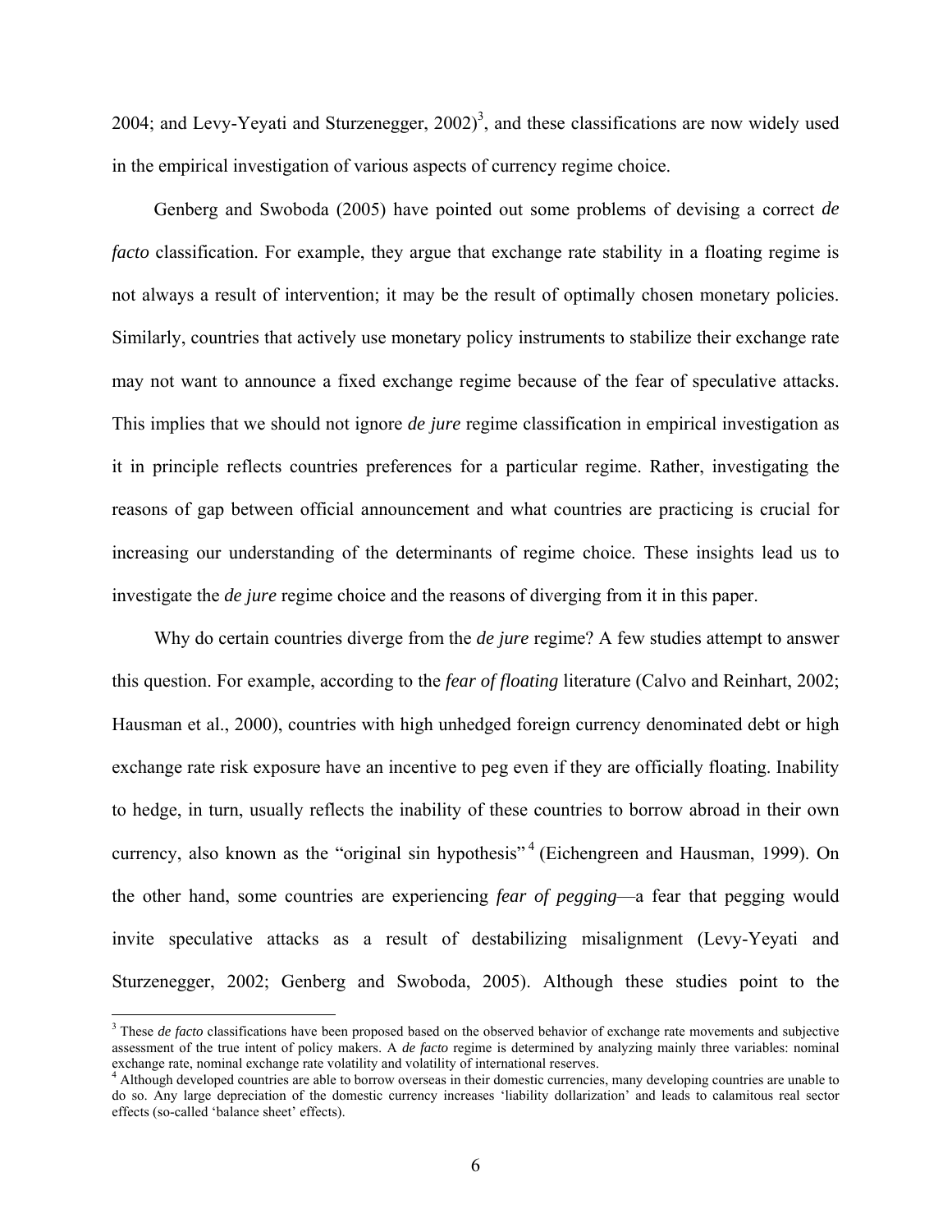2004; and Levy-Yeyati and Sturzenegger, 2002)[3], and these classifications are now widely used in the empirical investigation of various aspects of currency regime choice.

Genberg and Swoboda (2005) have pointed out some problems of devising a correct *de facto* classification. For example, they argue that exchange rate stability in a floating regime is not always a result of intervention; it may be the result of optimally chosen monetary policies. Similarly, countries that actively use monetary policy instruments to stabilize their exchange rate may not want to announce a fixed exchange regime because of the fear of speculative attacks. This implies that we should not ignore *de jure* regime classification in empirical investigation as it in principle reflects countries preferences for a particular regime. Rather, investigating the reasons of gap between official announcement and what countries are practicing is crucial for increasing our understanding of the determinants of regime choice. These insights lead us to investigate the *de jure* regime choice and the reasons of diverging from it in this paper.

Why do certain countries diverge from the *de jure* regime? A few studies attempt to answer this question. For example, according to the *fear of floating* literature (Calvo and Reinhart, 2002; Hausman et al., 2000), countries with high unhedged foreign currency denominated debt or high exchange rate risk exposure have an incentive to peg even if they are officially floating. Inability to hedge, in turn, usually reflects the inability of these countries to borrow abroad in their own currency, also known as the "original sin hypothesis"[4] (Eichengreen and Hausman, 1999). On the other hand, some countries are experiencing *fear of pegging*—a fear that pegging would invite speculative attacks as a result of destabilizing misalignment (Levy-Yeyati and Sturzenegger, 2002; Genberg and Swoboda, 2005). Although these studies point to the

---

[3] These *de facto* classifications have been proposed based on the observed behavior of exchange rate movements and subjective assessment of the true intent of policy makers. A *de facto* regime is determined by analyzing mainly three variables: nominal exchange rate, nominal exchange rate volatility and volatility of international reserves.

[4] Although developed countries are able to borrow overseas in their domestic currencies, many developing countries are unable to do so. Any large depreciation of the domestic currency increases 'liability dollarization' and leads to calamitous real sector effects (so-called 'balance sheet' effects).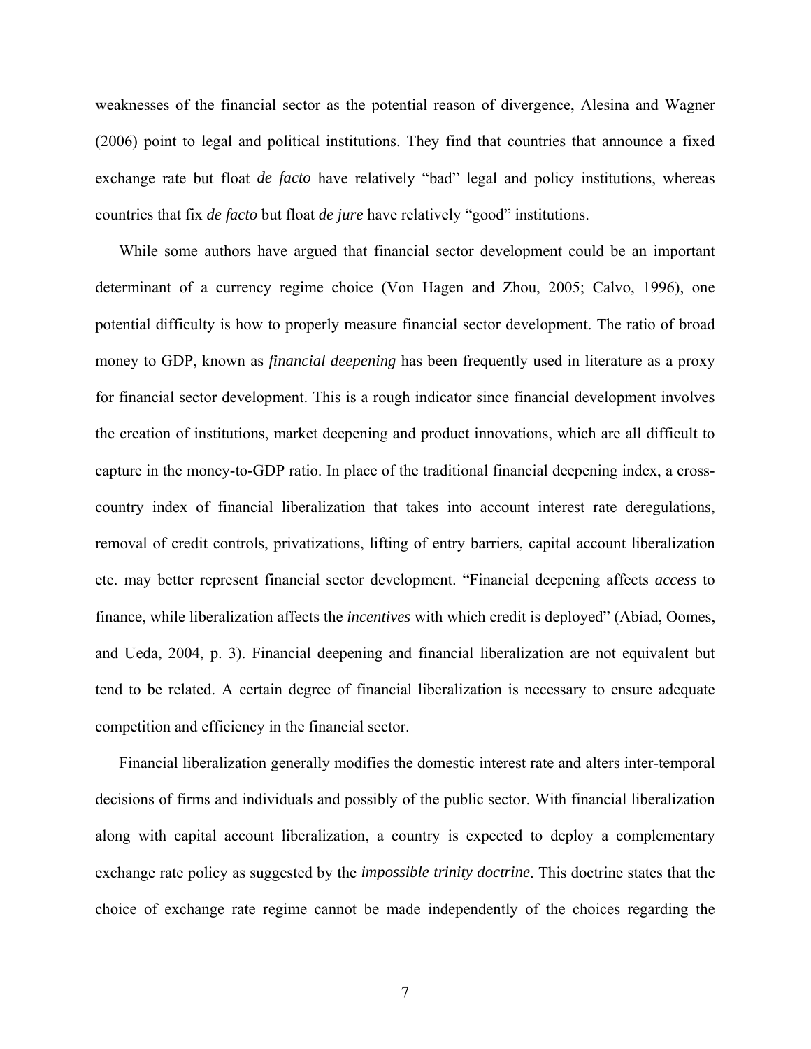weaknesses of the financial sector as the potential reason of divergence, Alesina and Wagner (2006) point to legal and political institutions. They find that countries that announce a fixed exchange rate but float *de facto* have relatively "bad" legal and policy institutions, whereas countries that fix *de facto* but float *de jure* have relatively "good" institutions.

While some authors have argued that financial sector development could be an important determinant of a currency regime choice (Von Hagen and Zhou, 2005; Calvo, 1996), one potential difficulty is how to properly measure financial sector development. The ratio of broad money to GDP, known as *financial deepening* has been frequently used in literature as a proxy for financial sector development. This is a rough indicator since financial development involves the creation of institutions, market deepening and product innovations, which are all difficult to capture in the money-to-GDP ratio. In place of the traditional financial deepening index, a cross-country index of financial liberalization that takes into account interest rate deregulations, removal of credit controls, privatizations, lifting of entry barriers, capital account liberalization etc. may better represent financial sector development. "Financial deepening affects *access* to finance, while liberalization affects the *incentives* with which credit is deployed" (Abiad, Oomes, and Ueda, 2004, p. 3). Financial deepening and financial liberalization are not equivalent but tend to be related. A certain degree of financial liberalization is necessary to ensure adequate competition and efficiency in the financial sector.

Financial liberalization generally modifies the domestic interest rate and alters inter-temporal decisions of firms and individuals and possibly of the public sector. With financial liberalization along with capital account liberalization, a country is expected to deploy a complementary exchange rate policy as suggested by the *impossible trinity doctrine*. This doctrine states that the choice of exchange rate regime cannot be made independently of the choices regarding the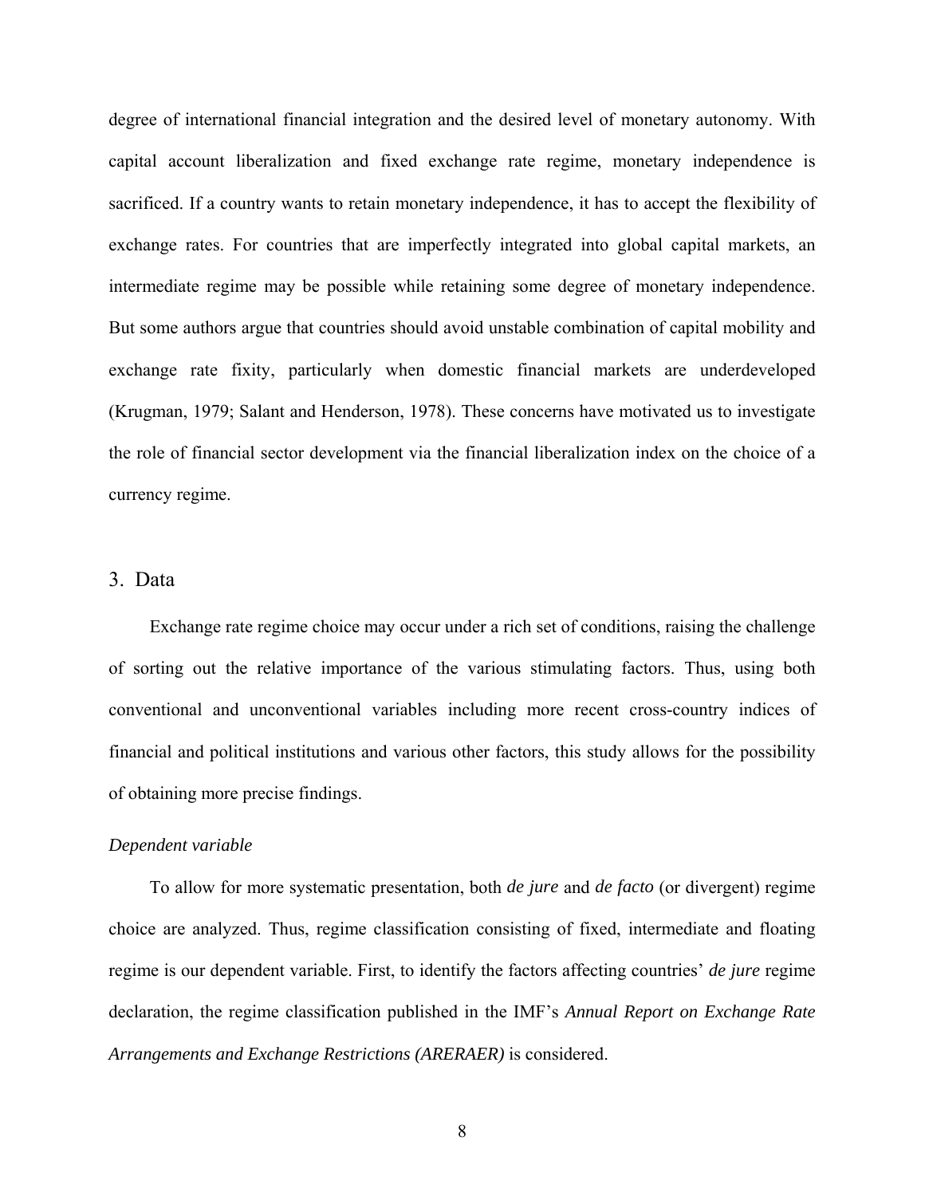degree of international financial integration and the desired level of monetary autonomy. With capital account liberalization and fixed exchange rate regime, monetary independence is sacrificed. If a country wants to retain monetary independence, it has to accept the flexibility of exchange rates. For countries that are imperfectly integrated into global capital markets, an intermediate regime may be possible while retaining some degree of monetary independence. But some authors argue that countries should avoid unstable combination of capital mobility and exchange rate fixity, particularly when domestic financial markets are underdeveloped (Krugman, 1979; Salant and Henderson, 1978). These concerns have motivated us to investigate the role of financial sector development via the financial liberalization index on the choice of a currency regime.

## 3. Data

Exchange rate regime choice may occur under a rich set of conditions, raising the challenge of sorting out the relative importance of the various stimulating factors. Thus, using both conventional and unconventional variables including more recent cross-country indices of financial and political institutions and various other factors, this study allows for the possibility of obtaining more precise findings.

### *Dependent variable*

To allow for more systematic presentation, both *de jure* and *de facto* (or divergent) regime choice are analyzed. Thus, regime classification consisting of fixed, intermediate and floating regime is our dependent variable. First, to identify the factors affecting countries' *de jure* regime declaration, the regime classification published in the IMF's *Annual Report on Exchange Rate Arrangements and Exchange Restrictions (ARERAER)* is considered.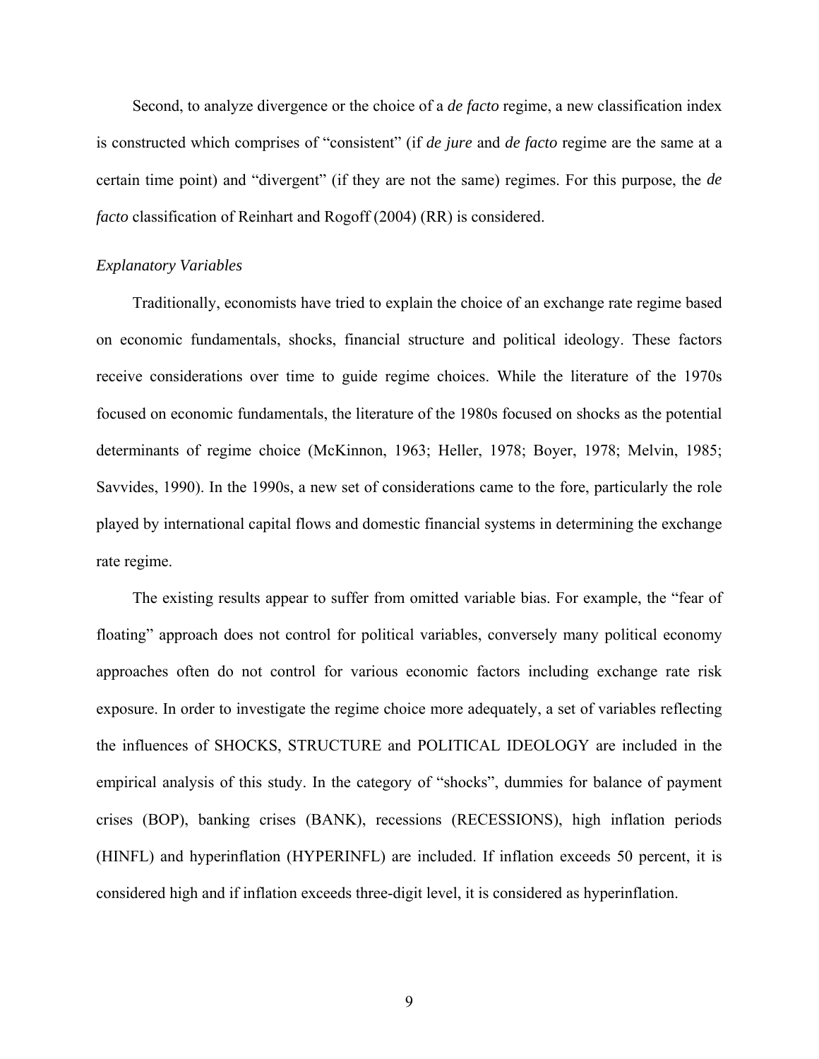Second, to analyze divergence or the choice of a *de facto* regime, a new classification index is constructed which comprises of "consistent" (if *de jure* and *de facto* regime are the same at a certain time point) and "divergent" (if they are not the same) regimes. For this purpose, the *de facto* classification of Reinhart and Rogoff (2004) (RR) is considered.

*Explanatory Variables*

Traditionally, economists have tried to explain the choice of an exchange rate regime based on economic fundamentals, shocks, financial structure and political ideology. These factors receive considerations over time to guide regime choices. While the literature of the 1970s focused on economic fundamentals, the literature of the 1980s focused on shocks as the potential determinants of regime choice (McKinnon, 1963; Heller, 1978; Boyer, 1978; Melvin, 1985; Savvides, 1990). In the 1990s, a new set of considerations came to the fore, particularly the role played by international capital flows and domestic financial systems in determining the exchange rate regime.

The existing results appear to suffer from omitted variable bias. For example, the "fear of floating" approach does not control for political variables, conversely many political economy approaches often do not control for various economic factors including exchange rate risk exposure. In order to investigate the regime choice more adequately, a set of variables reflecting the influences of SHOCKS, STRUCTURE and POLITICAL IDEOLOGY are included in the empirical analysis of this study. In the category of "shocks", dummies for balance of payment crises (BOP), banking crises (BANK), recessions (RECESSIONS), high inflation periods (HINFL) and hyperinflation (HYPERINFL) are included. If inflation exceeds 50 percent, it is considered high and if inflation exceeds three-digit level, it is considered as hyperinflation.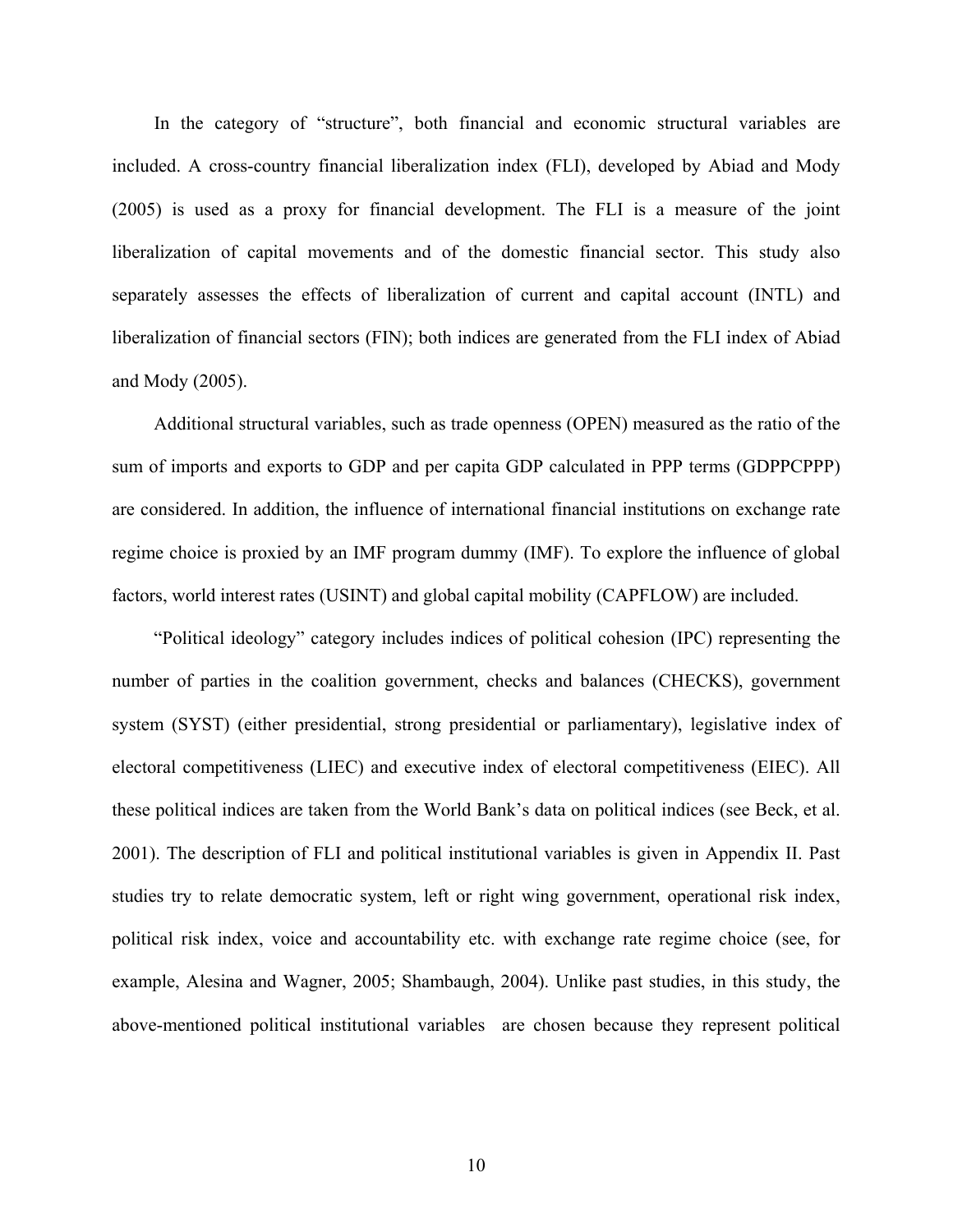In the category of "structure", both financial and economic structural variables are included. A cross-country financial liberalization index (FLI), developed by Abiad and Mody (2005) is used as a proxy for financial development. The FLI is a measure of the joint liberalization of capital movements and of the domestic financial sector. This study also separately assesses the effects of liberalization of current and capital account (INTL) and liberalization of financial sectors (FIN); both indices are generated from the FLI index of Abiad and Mody (2005).

Additional structural variables, such as trade openness (OPEN) measured as the ratio of the sum of imports and exports to GDP and per capita GDP calculated in PPP terms (GDPPCPPP) are considered. In addition, the influence of international financial institutions on exchange rate regime choice is proxied by an IMF program dummy (IMF). To explore the influence of global factors, world interest rates (USINT) and global capital mobility (CAPFLOW) are included.

"Political ideology" category includes indices of political cohesion (IPC) representing the number of parties in the coalition government, checks and balances (CHECKS), government system (SYST) (either presidential, strong presidential or parliamentary), legislative index of electoral competitiveness (LIEC) and executive index of electoral competitiveness (EIEC). All these political indices are taken from the World Bank's data on political indices (see Beck, et al. 2001). The description of FLI and political institutional variables is given in Appendix II. Past studies try to relate democratic system, left or right wing government, operational risk index, political risk index, voice and accountability etc. with exchange rate regime choice (see, for example, Alesina and Wagner, 2005; Shambaugh, 2004). Unlike past studies, in this study, the above-mentioned political institutional variables are chosen because they represent political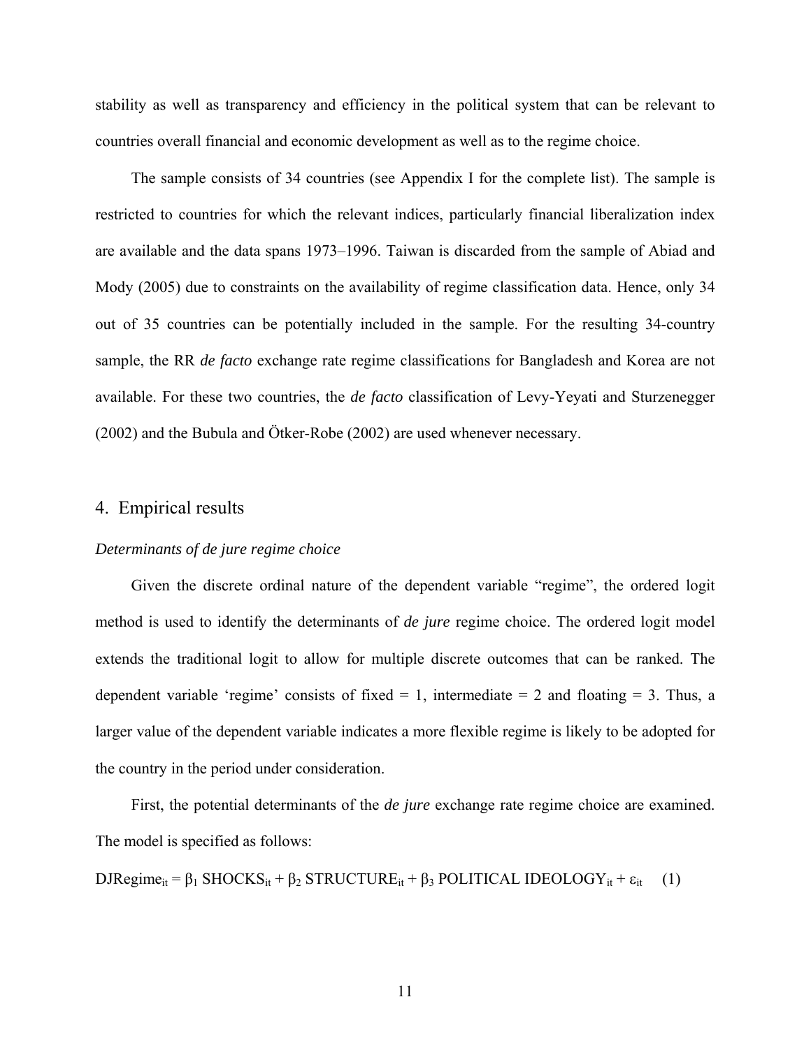stability as well as transparency and efficiency in the political system that can be relevant to countries overall financial and economic development as well as to the regime choice.

The sample consists of 34 countries (see Appendix I for the complete list). The sample is restricted to countries for which the relevant indices, particularly financial liberalization index are available and the data spans 1973–1996. Taiwan is discarded from the sample of Abiad and Mody (2005) due to constraints on the availability of regime classification data. Hence, only 34 out of 35 countries can be potentially included in the sample. For the resulting 34-country sample, the RR *de facto* exchange rate regime classifications for Bangladesh and Korea are not available. For these two countries, the *de facto* classification of Levy-Yeyati and Sturzenegger (2002) and the Bubula and Ötker-Robe (2002) are used whenever necessary.

## 4. Empirical results

*Determinants of de jure regime choice*

Given the discrete ordinal nature of the dependent variable "regime", the ordered logit method is used to identify the determinants of *de jure* regime choice. The ordered logit model extends the traditional logit to allow for multiple discrete outcomes that can be ranked. The dependent variable 'regime' consists of fixed = 1, intermediate = 2 and floating = 3. Thus, a larger value of the dependent variable indicates a more flexible regime is likely to be adopted for the country in the period under consideration.

First, the potential determinants of the *de jure* exchange rate regime choice are examined. The model is specified as follows:

$$\text{DJRegime}_{it} = \beta_1 \text{ SHOCKS}_{it} + \beta_2 \text{ STRUCTURE}_{it} + \beta_3 \text{ POLITICAL IDEOLOGY}_{it} + \varepsilon_{it} \quad (1)$$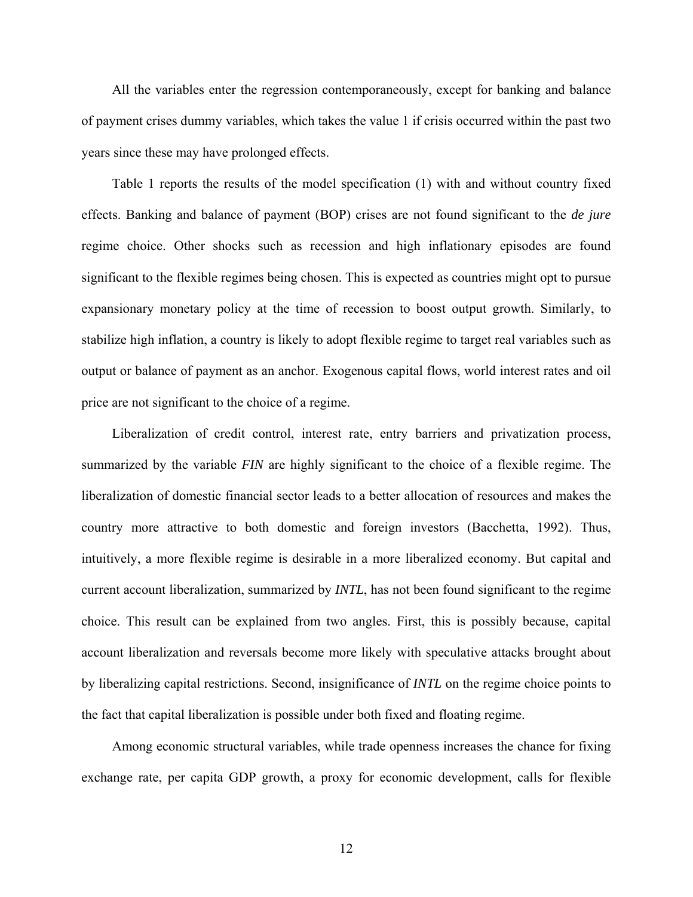All the variables enter the regression contemporaneously, except for banking and balance of payment crises dummy variables, which takes the value 1 if crisis occurred within the past two years since these may have prolonged effects.

Table 1 reports the results of the model specification (1) with and without country fixed effects. Banking and balance of payment (BOP) crises are not found significant to the *de jure* regime choice. Other shocks such as recession and high inflationary episodes are found significant to the flexible regimes being chosen. This is expected as countries might opt to pursue expansionary monetary policy at the time of recession to boost output growth. Similarly, to stabilize high inflation, a country is likely to adopt flexible regime to target real variables such as output or balance of payment as an anchor. Exogenous capital flows, world interest rates and oil price are not significant to the choice of a regime.

Liberalization of credit control, interest rate, entry barriers and privatization process, summarized by the variable *FIN* are highly significant to the choice of a flexible regime. The liberalization of domestic financial sector leads to a better allocation of resources and makes the country more attractive to both domestic and foreign investors (Bacchetta, 1992). Thus, intuitively, a more flexible regime is desirable in a more liberalized economy. But capital and current account liberalization, summarized by *INTL*, has not been found significant to the regime choice. This result can be explained from two angles. First, this is possibly because, capital account liberalization and reversals become more likely with speculative attacks brought about by liberalizing capital restrictions. Second, insignificance of *INTL* on the regime choice points to the fact that capital liberalization is possible under both fixed and floating regime.

Among economic structural variables, while trade openness increases the chance for fixing exchange rate, per capita GDP growth, a proxy for economic development, calls for flexible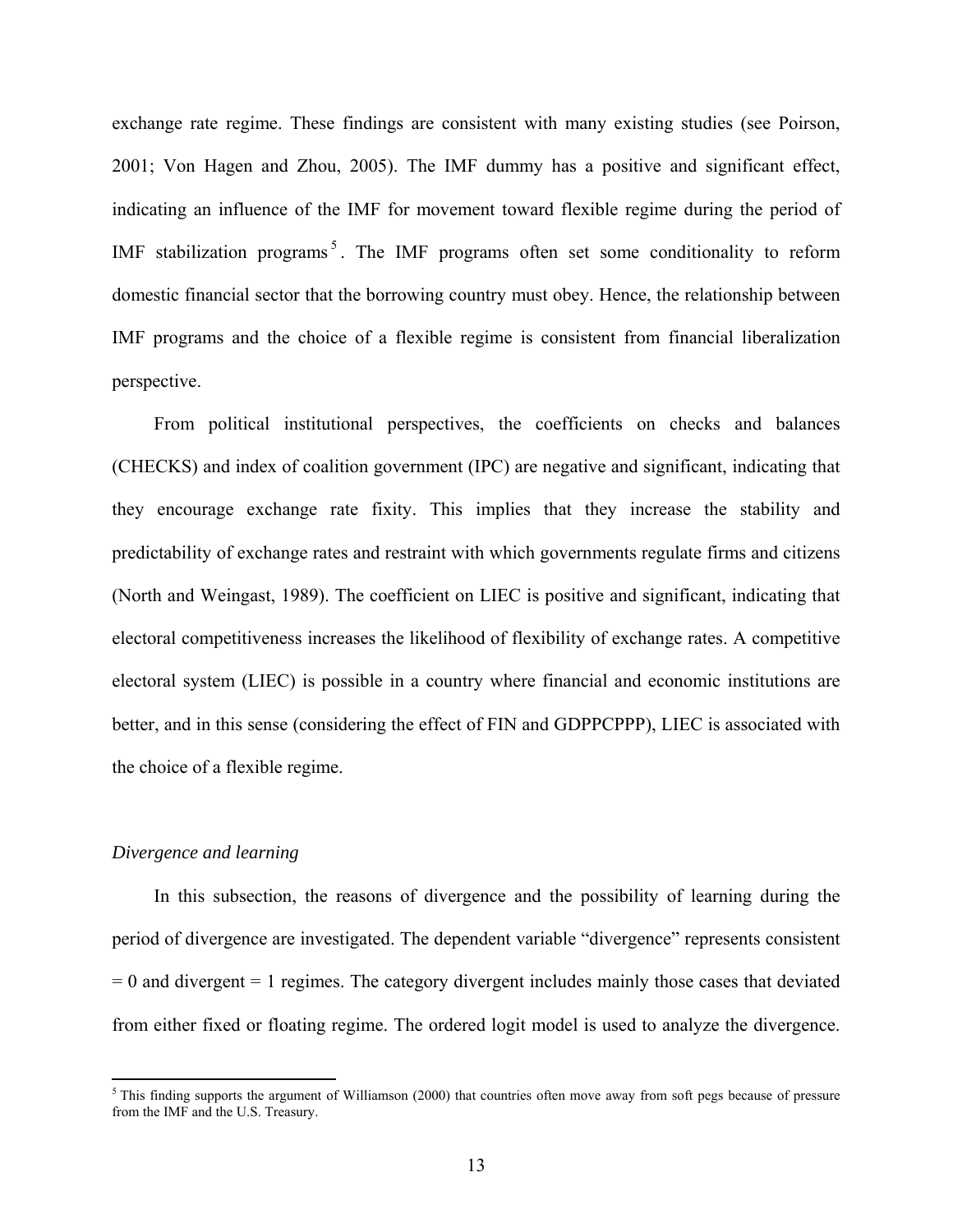exchange rate regime. These findings are consistent with many existing studies (see Poirson, 2001; Von Hagen and Zhou, 2005). The IMF dummy has a positive and significant effect, indicating an influence of the IMF for movement toward flexible regime during the period of IMF stabilization programs[5]. The IMF programs often set some conditionality to reform domestic financial sector that the borrowing country must obey. Hence, the relationship between IMF programs and the choice of a flexible regime is consistent from financial liberalization perspective.

From political institutional perspectives, the coefficients on checks and balances (CHECKS) and index of coalition government (IPC) are negative and significant, indicating that they encourage exchange rate fixity. This implies that they increase the stability and predictability of exchange rates and restraint with which governments regulate firms and citizens (North and Weingast, 1989). The coefficient on LIEC is positive and significant, indicating that electoral competitiveness increases the likelihood of flexibility of exchange rates. A competitive electoral system (LIEC) is possible in a country where financial and economic institutions are better, and in this sense (considering the effect of FIN and GDPPCPPP), LIEC is associated with the choice of a flexible regime.

*Divergence and learning*

In this subsection, the reasons of divergence and the possibility of learning during the period of divergence are investigated. The dependent variable "divergence" represents consistent = 0 and divergent = 1 regimes. The category divergent includes mainly those cases that deviated from either fixed or floating regime. The ordered logit model is used to analyze the divergence.

[5] This finding supports the argument of Williamson (2000) that countries often move away from soft pegs because of pressure from the IMF and the U.S. Treasury.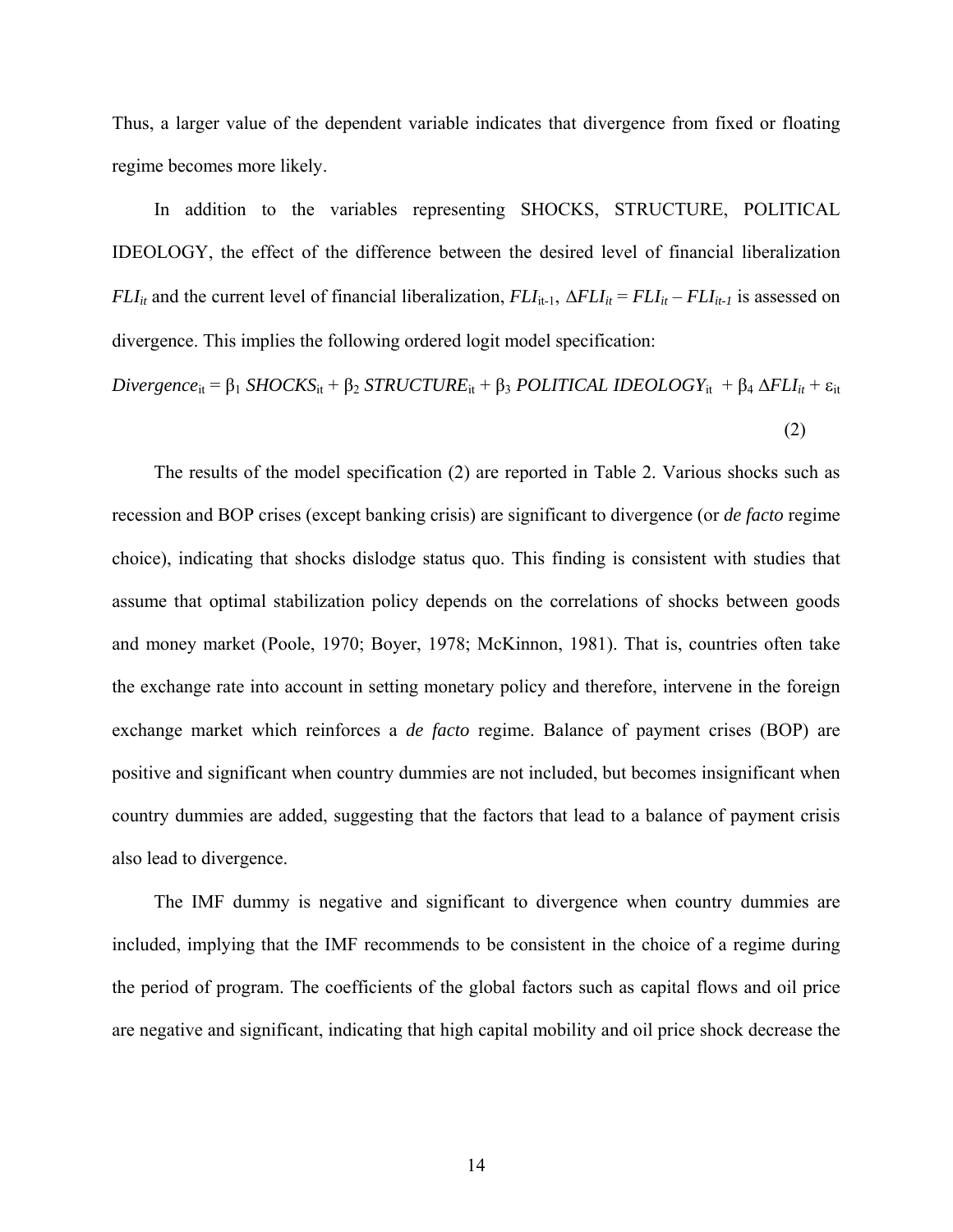Thus, a larger value of the dependent variable indicates that divergence from fixed or floating regime becomes more likely.

In addition to the variables representing SHOCKS, STRUCTURE, POLITICAL IDEOLOGY, the effect of the difference between the desired level of financial liberalization $FLI_{it}$ and the current level of financial liberalization, $FLI_{it-1}$, $\Delta FLI_{it} = FLI_{it} - FLI_{it-1}$ is assessed on divergence. This implies the following ordered logit model specification:

$$Divergence_{it} = \beta_1\ SHOCKS_{it} + \beta_2\ STRUCTURE_{it} + \beta_3\ POLITICAL\ IDEOLOGY_{it} + \beta_4\ \Delta FLI_{it} + \varepsilon_{it} \quad (2)$$

The results of the model specification (2) are reported in Table 2. Various shocks such as recession and BOP crises (except banking crisis) are significant to divergence (or *de facto* regime choice), indicating that shocks dislodge status quo. This finding is consistent with studies that assume that optimal stabilization policy depends on the correlations of shocks between goods and money market (Poole, 1970; Boyer, 1978; McKinnon, 1981). That is, countries often take the exchange rate into account in setting monetary policy and therefore, intervene in the foreign exchange market which reinforces a *de facto* regime. Balance of payment crises (BOP) are positive and significant when country dummies are not included, but becomes insignificant when country dummies are added, suggesting that the factors that lead to a balance of payment crisis also lead to divergence.

The IMF dummy is negative and significant to divergence when country dummies are included, implying that the IMF recommends to be consistent in the choice of a regime during the period of program. The coefficients of the global factors such as capital flows and oil price are negative and significant, indicating that high capital mobility and oil price shock decrease the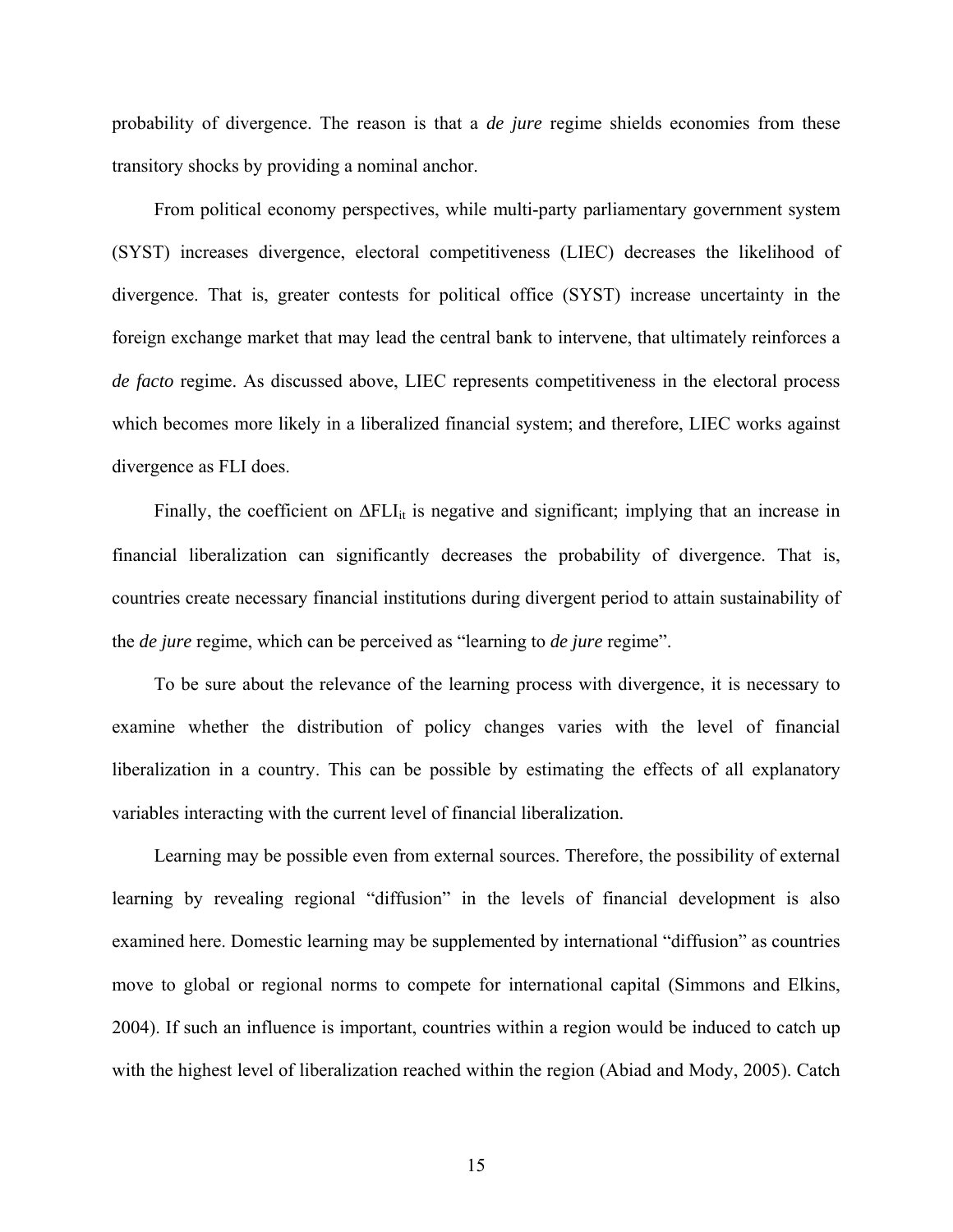probability of divergence. The reason is that a *de jure* regime shields economies from these transitory shocks by providing a nominal anchor.

From political economy perspectives, while multi-party parliamentary government system (SYST) increases divergence, electoral competitiveness (LIEC) decreases the likelihood of divergence. That is, greater contests for political office (SYST) increase uncertainty in the foreign exchange market that may lead the central bank to intervene, that ultimately reinforces a *de facto* regime. As discussed above, LIEC represents competitiveness in the electoral process which becomes more likely in a liberalized financial system; and therefore, LIEC works against divergence as FLI does.

Finally, the coefficient on $\Delta FLI_{it}$ is negative and significant; implying that an increase in financial liberalization can significantly decreases the probability of divergence. That is, countries create necessary financial institutions during divergent period to attain sustainability of the *de jure* regime, which can be perceived as "learning to *de jure* regime".

To be sure about the relevance of the learning process with divergence, it is necessary to examine whether the distribution of policy changes varies with the level of financial liberalization in a country. This can be possible by estimating the effects of all explanatory variables interacting with the current level of financial liberalization.

Learning may be possible even from external sources. Therefore, the possibility of external learning by revealing regional "diffusion" in the levels of financial development is also examined here. Domestic learning may be supplemented by international "diffusion" as countries move to global or regional norms to compete for international capital (Simmons and Elkins, 2004). If such an influence is important, countries within a region would be induced to catch up with the highest level of liberalization reached within the region (Abiad and Mody, 2005). Catch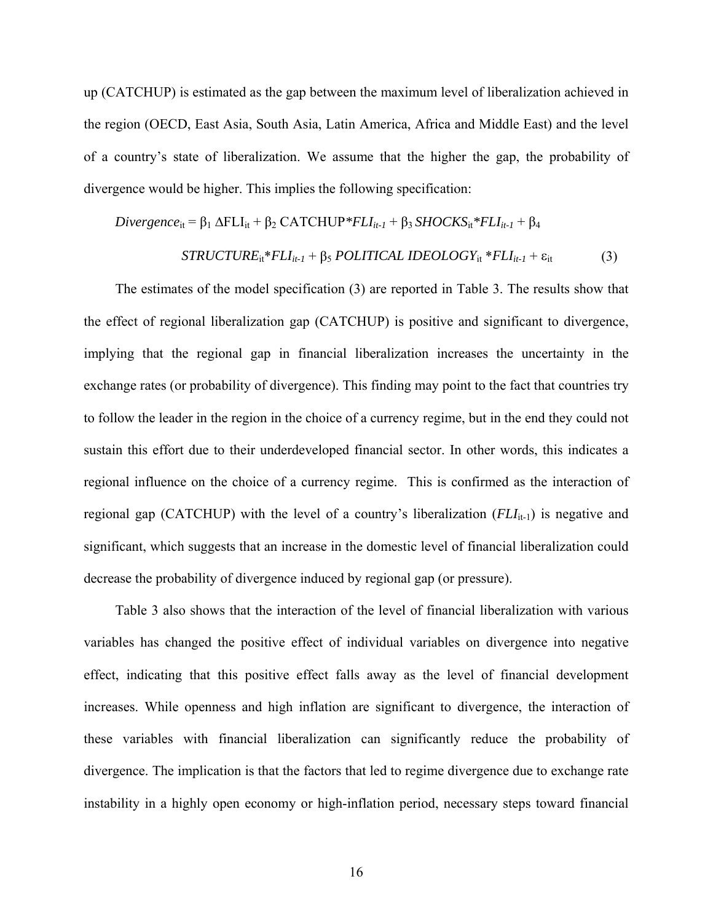up (CATCHUP) is estimated as the gap between the maximum level of liberalization achieved in the region (OECD, East Asia, South Asia, Latin America, Africa and Middle East) and the level of a country's state of liberalization. We assume that the higher the gap, the probability of divergence would be higher. This implies the following specification:

$$Divergence_{it} = \beta_1 \, \Delta FLI_{it} + \beta_2 \, CATCHUP*FLI_{it-1} + \beta_3 \, SHOCKS_{it}*FLI_{it-1} + \beta_4 \, STRUCTURE_{it}*FLI_{it-1} + \beta_5 \, POLITICAL\ IDEOLOGY_{it}*FLI_{it-1} + \varepsilon_{it} \quad (3)$$

The estimates of the model specification (3) are reported in Table 3. The results show that the effect of regional liberalization gap (CATCHUP) is positive and significant to divergence, implying that the regional gap in financial liberalization increases the uncertainty in the exchange rates (or probability of divergence). This finding may point to the fact that countries try to follow the leader in the region in the choice of a currency regime, but in the end they could not sustain this effort due to their underdeveloped financial sector. In other words, this indicates a regional influence on the choice of a currency regime. This is confirmed as the interaction of regional gap (CATCHUP) with the level of a country's liberalization ($FLI_{it-1}$) is negative and significant, which suggests that an increase in the domestic level of financial liberalization could decrease the probability of divergence induced by regional gap (or pressure).

Table 3 also shows that the interaction of the level of financial liberalization with various variables has changed the positive effect of individual variables on divergence into negative effect, indicating that this positive effect falls away as the level of financial development increases. While openness and high inflation are significant to divergence, the interaction of these variables with financial liberalization can significantly reduce the probability of divergence. The implication is that the factors that led to regime divergence due to exchange rate instability in a highly open economy or high-inflation period, necessary steps toward financial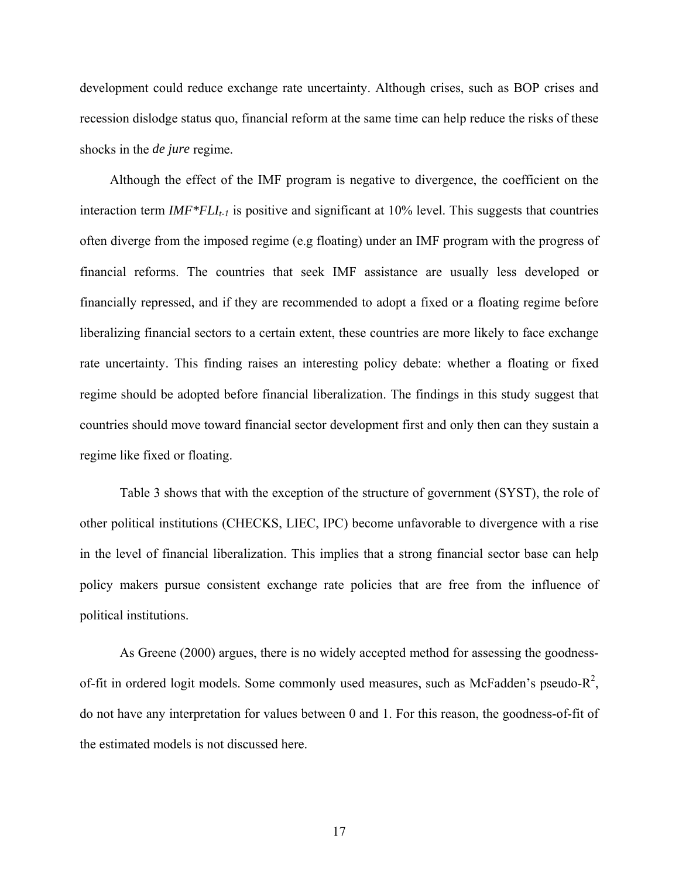development could reduce exchange rate uncertainty. Although crises, such as BOP crises and recession dislodge status quo, financial reform at the same time can help reduce the risks of these shocks in the *de jure* regime.

Although the effect of the IMF program is negative to divergence, the coefficient on the interaction term $IMF{*}FLI_{t-1}$ is positive and significant at 10% level. This suggests that countries often diverge from the imposed regime (e.g floating) under an IMF program with the progress of financial reforms. The countries that seek IMF assistance are usually less developed or financially repressed, and if they are recommended to adopt a fixed or a floating regime before liberalizing financial sectors to a certain extent, these countries are more likely to face exchange rate uncertainty. This finding raises an interesting policy debate: whether a floating or fixed regime should be adopted before financial liberalization. The findings in this study suggest that countries should move toward financial sector development first and only then can they sustain a regime like fixed or floating.

Table 3 shows that with the exception of the structure of government (SYST), the role of other political institutions (CHECKS, LIEC, IPC) become unfavorable to divergence with a rise in the level of financial liberalization. This implies that a strong financial sector base can help policy makers pursue consistent exchange rate policies that are free from the influence of political institutions.

As Greene (2000) argues, there is no widely accepted method for assessing the goodness-of-fit in ordered logit models. Some commonly used measures, such as McFadden's pseudo-$R^2$, do not have any interpretation for values between 0 and 1. For this reason, the goodness-of-fit of the estimated models is not discussed here.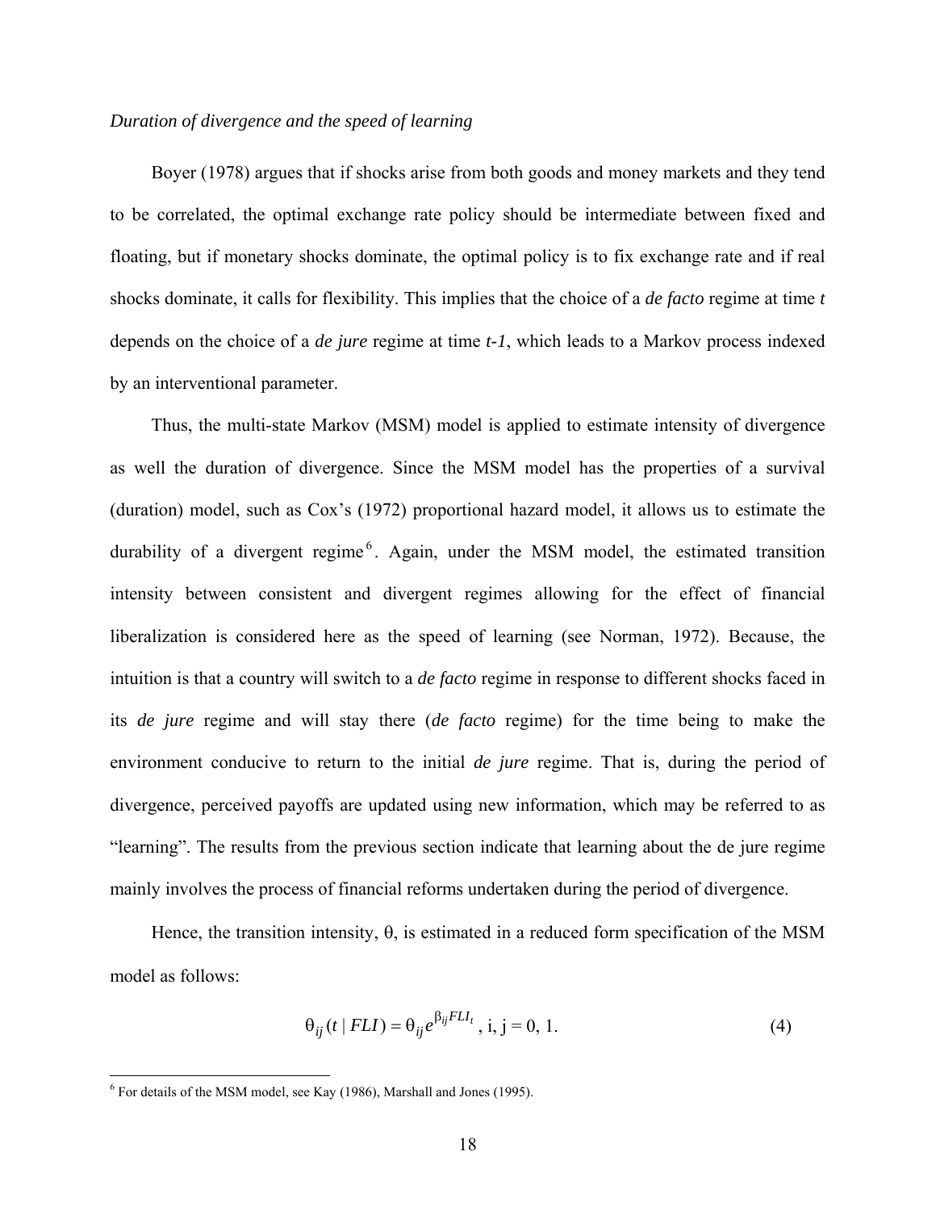*Duration of divergence and the speed of learning*

Boyer (1978) argues that if shocks arise from both goods and money markets and they tend to be correlated, the optimal exchange rate policy should be intermediate between fixed and floating, but if monetary shocks dominate, the optimal policy is to fix exchange rate and if real shocks dominate, it calls for flexibility. This implies that the choice of a *de facto* regime at time *t* depends on the choice of a *de jure* regime at time *t-1*, which leads to a Markov process indexed by an interventional parameter.

Thus, the multi-state Markov (MSM) model is applied to estimate intensity of divergence as well the duration of divergence. Since the MSM model has the properties of a survival (duration) model, such as Cox's (1972) proportional hazard model, it allows us to estimate the durability of a divergent regime[6]. Again, under the MSM model, the estimated transition intensity between consistent and divergent regimes allowing for the effect of financial liberalization is considered here as the speed of learning (see Norman, 1972). Because, the intuition is that a country will switch to a *de facto* regime in response to different shocks faced in its *de jure* regime and will stay there (*de facto* regime) for the time being to make the environment conducive to return to the initial *de jure* regime. That is, during the period of divergence, perceived payoffs are updated using new information, which may be referred to as "learning". The results from the previous section indicate that learning about the de jure regime mainly involves the process of financial reforms undertaken during the period of divergence.

Hence, the transition intensity, $\theta$, is estimated in a reduced form specification of the MSM model as follows:

$$\theta_{ij}(t \mid FLI) = \theta_{ij} e^{\beta_{ij} FLI_t}, \text{ i, j} = 0, 1. \tag{4}$$

[6] For details of the MSM model, see Kay (1986), Marshall and Jones (1995).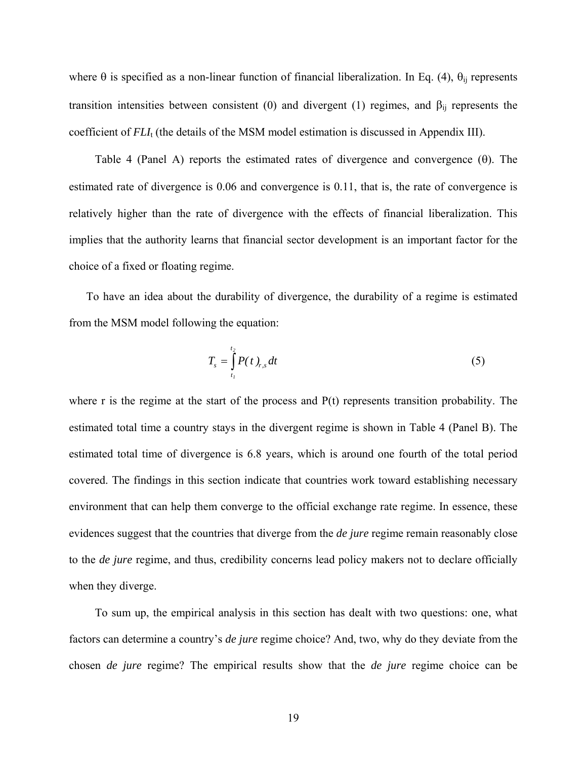where θ is specified as a non-linear function of financial liberalization. In Eq. (4), $\theta_{ij}$ represents transition intensities between consistent (0) and divergent (1) regimes, and $\beta_{ij}$ represents the coefficient of $FLI_t$ (the details of the MSM model estimation is discussed in Appendix III).

Table 4 (Panel A) reports the estimated rates of divergence and convergence (θ). The estimated rate of divergence is 0.06 and convergence is 0.11, that is, the rate of convergence is relatively higher than the rate of divergence with the effects of financial liberalization. This implies that the authority learns that financial sector development is an important factor for the choice of a fixed or floating regime.

To have an idea about the durability of divergence, the durability of a regime is estimated from the MSM model following the equation:

$$T_s = \int_{t_1}^{t_2} P(t)_{r,s} \, dt \tag{5}$$

where r is the regime at the start of the process and P(t) represents transition probability. The estimated total time a country stays in the divergent regime is shown in Table 4 (Panel B). The estimated total time of divergence is 6.8 years, which is around one fourth of the total period covered. The findings in this section indicate that countries work toward establishing necessary environment that can help them converge to the official exchange rate regime. In essence, these evidences suggest that the countries that diverge from the *de jure* regime remain reasonably close to the *de jure* regime, and thus, credibility concerns lead policy makers not to declare officially when they diverge.

To sum up, the empirical analysis in this section has dealt with two questions: one, what factors can determine a country's *de jure* regime choice? And, two, why do they deviate from the chosen *de jure* regime? The empirical results show that the *de jure* regime choice can be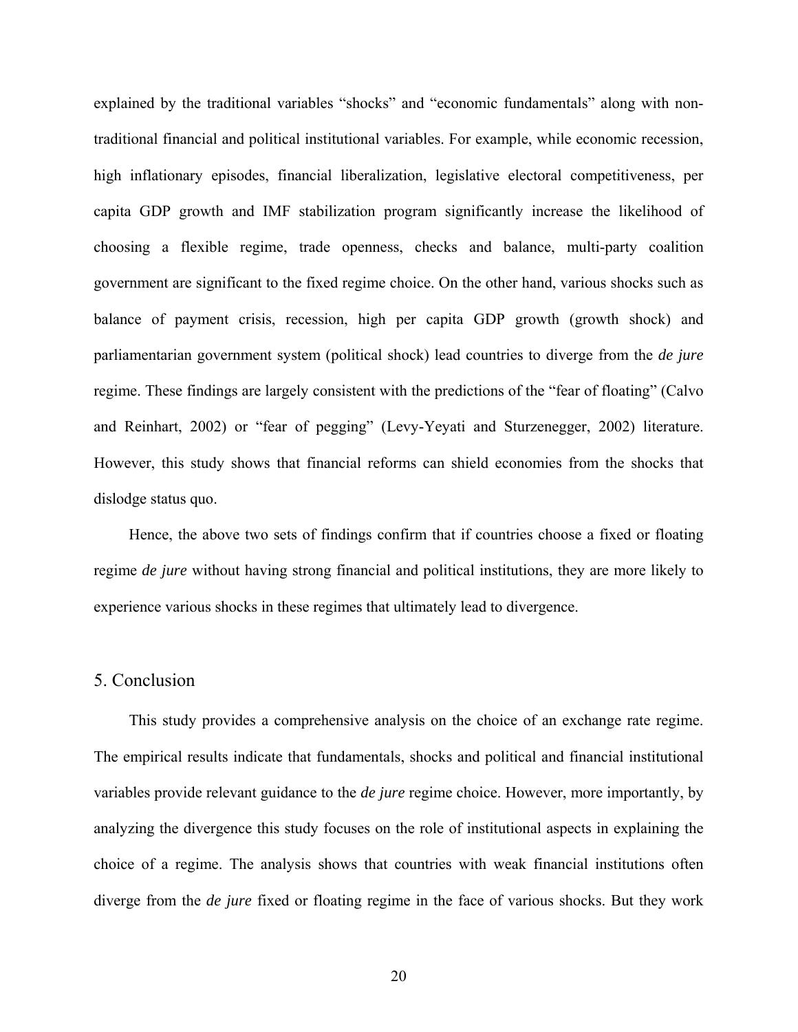explained by the traditional variables "shocks" and "economic fundamentals" along with non-traditional financial and political institutional variables. For example, while economic recession, high inflationary episodes, financial liberalization, legislative electoral competitiveness, per capita GDP growth and IMF stabilization program significantly increase the likelihood of choosing a flexible regime, trade openness, checks and balance, multi-party coalition government are significant to the fixed regime choice. On the other hand, various shocks such as balance of payment crisis, recession, high per capita GDP growth (growth shock) and parliamentarian government system (political shock) lead countries to diverge from the *de jure* regime. These findings are largely consistent with the predictions of the "fear of floating" (Calvo and Reinhart, 2002) or "fear of pegging" (Levy-Yeyati and Sturzenegger, 2002) literature. However, this study shows that financial reforms can shield economies from the shocks that dislodge status quo.

Hence, the above two sets of findings confirm that if countries choose a fixed or floating regime *de jure* without having strong financial and political institutions, they are more likely to experience various shocks in these regimes that ultimately lead to divergence.

## 5. Conclusion

This study provides a comprehensive analysis on the choice of an exchange rate regime. The empirical results indicate that fundamentals, shocks and political and financial institutional variables provide relevant guidance to the *de jure* regime choice. However, more importantly, by analyzing the divergence this study focuses on the role of institutional aspects in explaining the choice of a regime. The analysis shows that countries with weak financial institutions often diverge from the *de jure* fixed or floating regime in the face of various shocks. But they work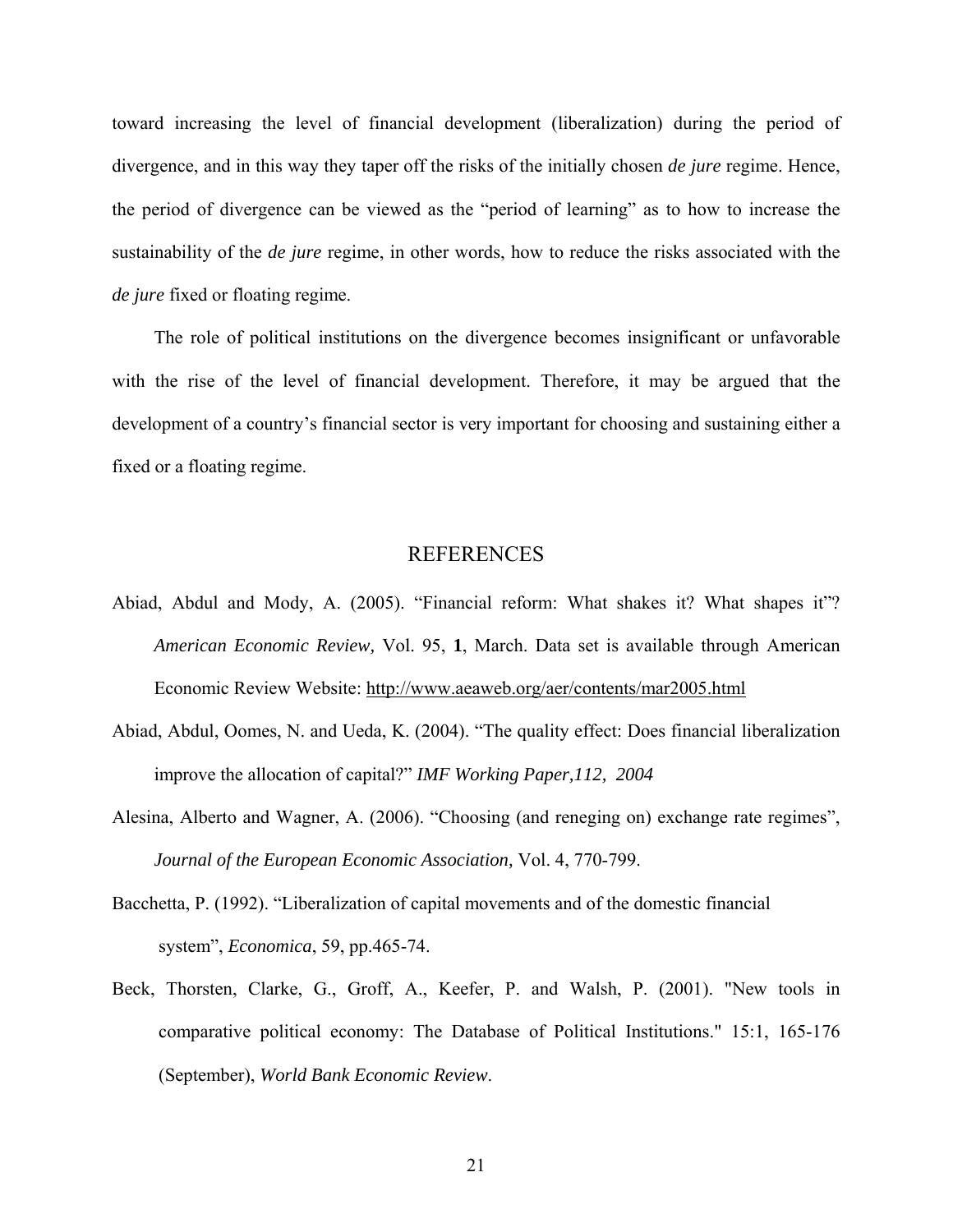toward increasing the level of financial development (liberalization) during the period of divergence, and in this way they taper off the risks of the initially chosen *de jure* regime. Hence, the period of divergence can be viewed as the "period of learning" as to how to increase the sustainability of the *de jure* regime, in other words, how to reduce the risks associated with the *de jure* fixed or floating regime.

The role of political institutions on the divergence becomes insignificant or unfavorable with the rise of the level of financial development. Therefore, it may be argued that the development of a country's financial sector is very important for choosing and sustaining either a fixed or a floating regime.

## REFERENCES

Abiad, Abdul and Mody, A. (2005). "Financial reform: What shakes it? What shapes it"? *American Economic Review,* Vol. 95, **1**, March. Data set is available through American Economic Review Website: http://www.aeaweb.org/aer/contents/mar2005.html

Abiad, Abdul, Oomes, N. and Ueda, K. (2004). "The quality effect: Does financial liberalization improve the allocation of capital?" *IMF Working Paper,112, 2004*

Alesina, Alberto and Wagner, A. (2006). "Choosing (and reneging on) exchange rate regimes", *Journal of the European Economic Association,* Vol. 4, 770-799.

Bacchetta, P. (1992). "Liberalization of capital movements and of the domestic financial system", *Economica*, 59, pp.465-74.

Beck, Thorsten, Clarke, G., Groff, A., Keefer, P. and Walsh, P. (2001). "New tools in comparative political economy: The Database of Political Institutions." 15:1, 165-176 (September), *World Bank Economic Review*.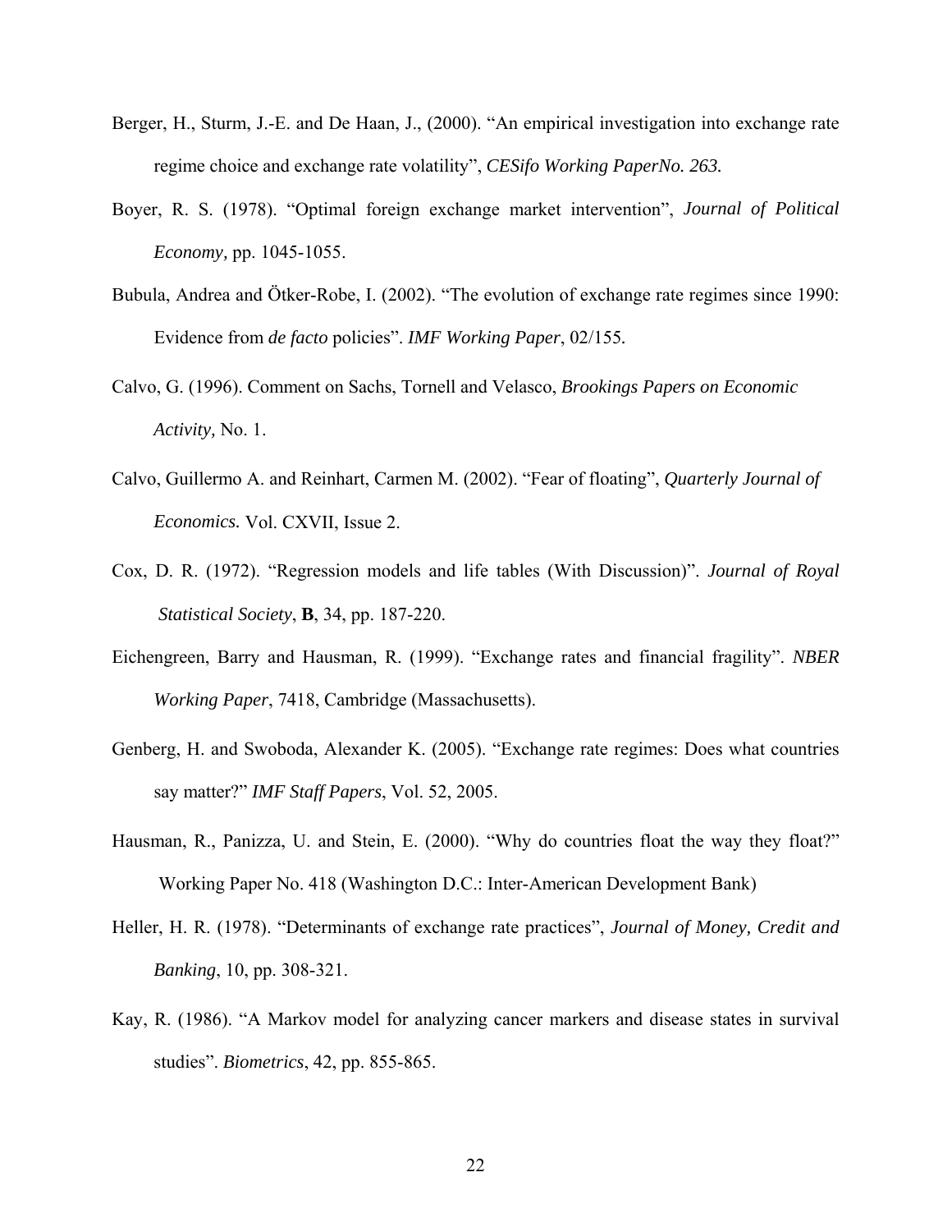Berger, H., Sturm, J.-E. and De Haan, J., (2000). "An empirical investigation into exchange rate regime choice and exchange rate volatility", *CESifo Working PaperNo. 263.*

Boyer, R. S. (1978). "Optimal foreign exchange market intervention", *Journal of Political Economy,* pp. 1045-1055.

Bubula, Andrea and Ötker-Robe, I. (2002). "The evolution of exchange rate regimes since 1990: Evidence from *de facto* policies". *IMF Working Paper*, 02/155*.*

Calvo, G. (1996). Comment on Sachs, Tornell and Velasco, *Brookings Papers on Economic Activity,* No. 1.

Calvo, Guillermo A. and Reinhart, Carmen M. (2002). "Fear of floating", *Quarterly Journal of Economics.* Vol. CXVII, Issue 2.

Cox, D. R. (1972). "Regression models and life tables (With Discussion)". *Journal of Royal Statistical Society*, **B**, 34, pp. 187-220.

Eichengreen, Barry and Hausman, R. (1999). "Exchange rates and financial fragility". *NBER Working Paper*, 7418, Cambridge (Massachusetts).

Genberg, H. and Swoboda, Alexander K. (2005). "Exchange rate regimes: Does what countries say matter?" *IMF Staff Papers*, Vol. 52, 2005.

Hausman, R., Panizza, U. and Stein, E. (2000). "Why do countries float the way they float?" Working Paper No. 418 (Washington D.C.: Inter-American Development Bank)

Heller, H. R. (1978). "Determinants of exchange rate practices", *Journal of Money, Credit and Banking*, 10, pp. 308-321.

Kay, R. (1986). "A Markov model for analyzing cancer markers and disease states in survival studies". *Biometrics*, 42, pp. 855-865.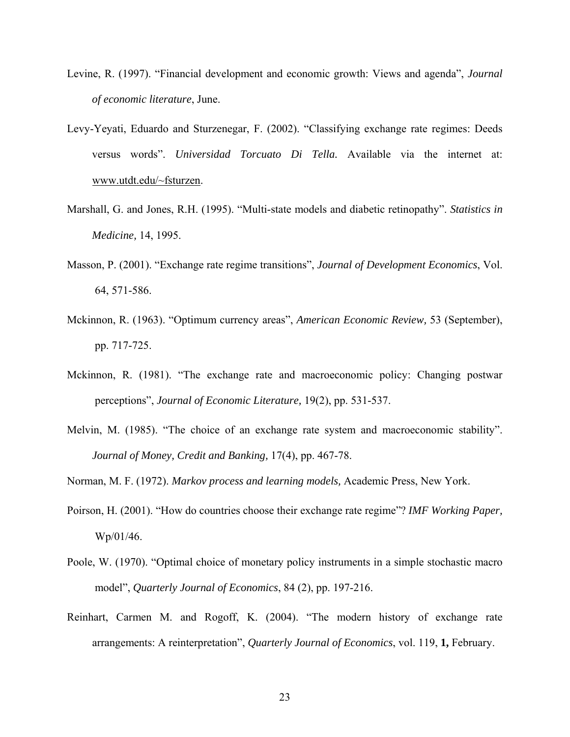Levine, R. (1997). "Financial development and economic growth: Views and agenda", *Journal of economic literature*, June.

Levy-Yeyati, Eduardo and Sturzenegar, F. (2002). "Classifying exchange rate regimes: Deeds versus words". *Universidad Torcuato Di Tella.* Available via the internet at: www.utdt.edu/~fsturzen.

Marshall, G. and Jones, R.H. (1995). "Multi-state models and diabetic retinopathy". *Statistics in Medicine,* 14, 1995.

Masson, P. (2001). "Exchange rate regime transitions", *Journal of Development Economics*, Vol. 64, 571-586.

Mckinnon, R. (1963). "Optimum currency areas", *American Economic Review,* 53 (September), pp. 717-725.

Mckinnon, R. (1981). "The exchange rate and macroeconomic policy: Changing postwar perceptions", *Journal of Economic Literature,* 19(2), pp. 531-537.

Melvin, M. (1985). "The choice of an exchange rate system and macroeconomic stability". *Journal of Money, Credit and Banking,* 17(4), pp. 467-78.

Norman, M. F. (1972). *Markov process and learning models,* Academic Press, New York.

Poirson, H. (2001). "How do countries choose their exchange rate regime"? *IMF Working Paper,* Wp/01/46.

Poole, W. (1970). "Optimal choice of monetary policy instruments in a simple stochastic macro model", *Quarterly Journal of Economics*, 84 (2), pp. 197-216.

Reinhart, Carmen M. and Rogoff, K. (2004). "The modern history of exchange rate arrangements: A reinterpretation", *Quarterly Journal of Economics*, vol. 119, **1,** February.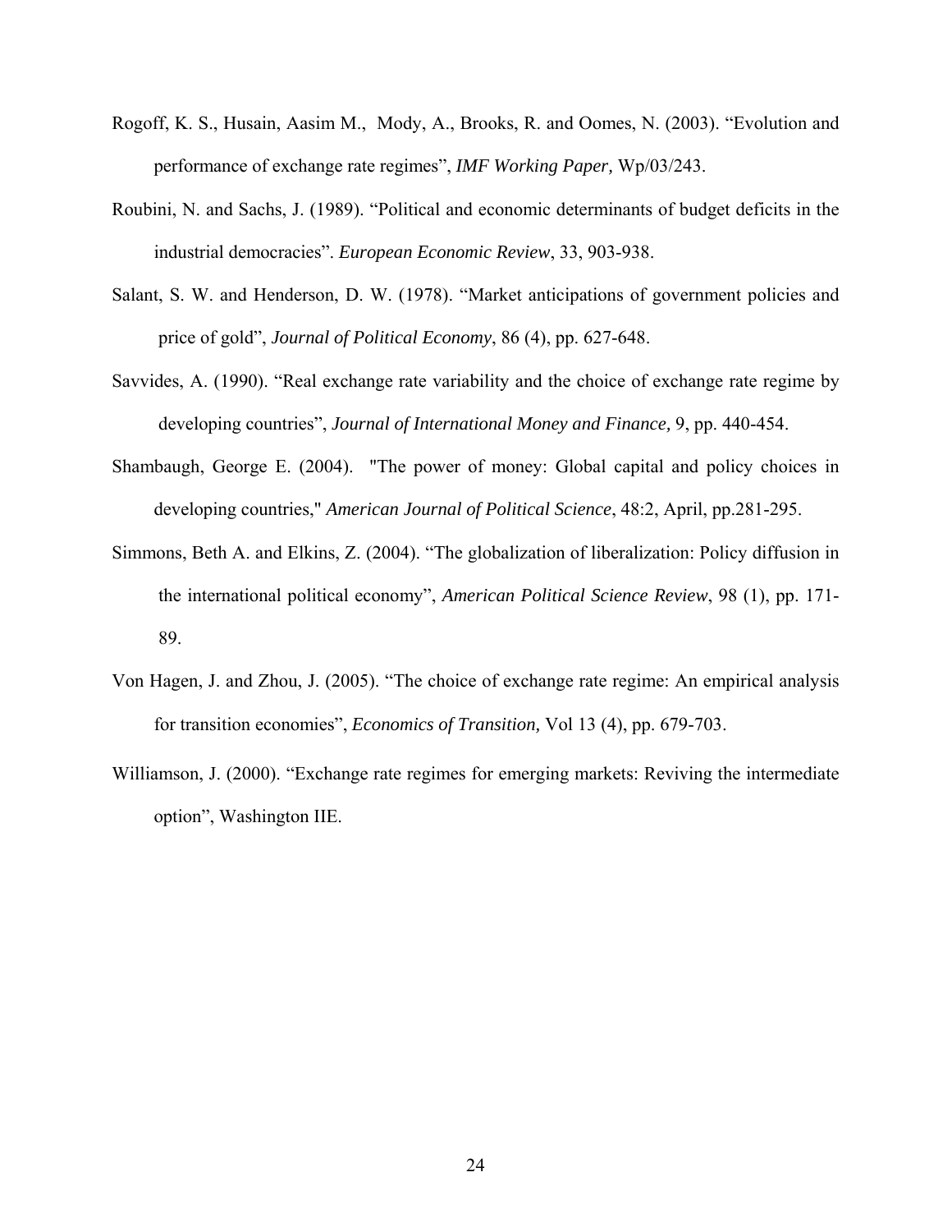Rogoff, K. S., Husain, Aasim M., Mody, A., Brooks, R. and Oomes, N. (2003). "Evolution and performance of exchange rate regimes", *IMF Working Paper,* Wp/03/243.

Roubini, N. and Sachs, J. (1989). "Political and economic determinants of budget deficits in the industrial democracies". *European Economic Review*, 33, 903-938.

Salant, S. W. and Henderson, D. W. (1978). "Market anticipations of government policies and price of gold", *Journal of Political Economy*, 86 (4), pp. 627-648.

Savvides, A. (1990). "Real exchange rate variability and the choice of exchange rate regime by developing countries", *Journal of International Money and Finance,* 9, pp. 440-454.

Shambaugh, George E. (2004). "The power of money: Global capital and policy choices in developing countries," *American Journal of Political Science*, 48:2, April, pp.281-295.

Simmons, Beth A. and Elkins, Z. (2004). "The globalization of liberalization: Policy diffusion in the international political economy", *American Political Science Review*, 98 (1), pp. 171-89.

Von Hagen, J. and Zhou, J. (2005). "The choice of exchange rate regime: An empirical analysis for transition economies", *Economics of Transition,* Vol 13 (4), pp. 679-703.

Williamson, J. (2000). "Exchange rate regimes for emerging markets: Reviving the intermediate option", Washington IIE.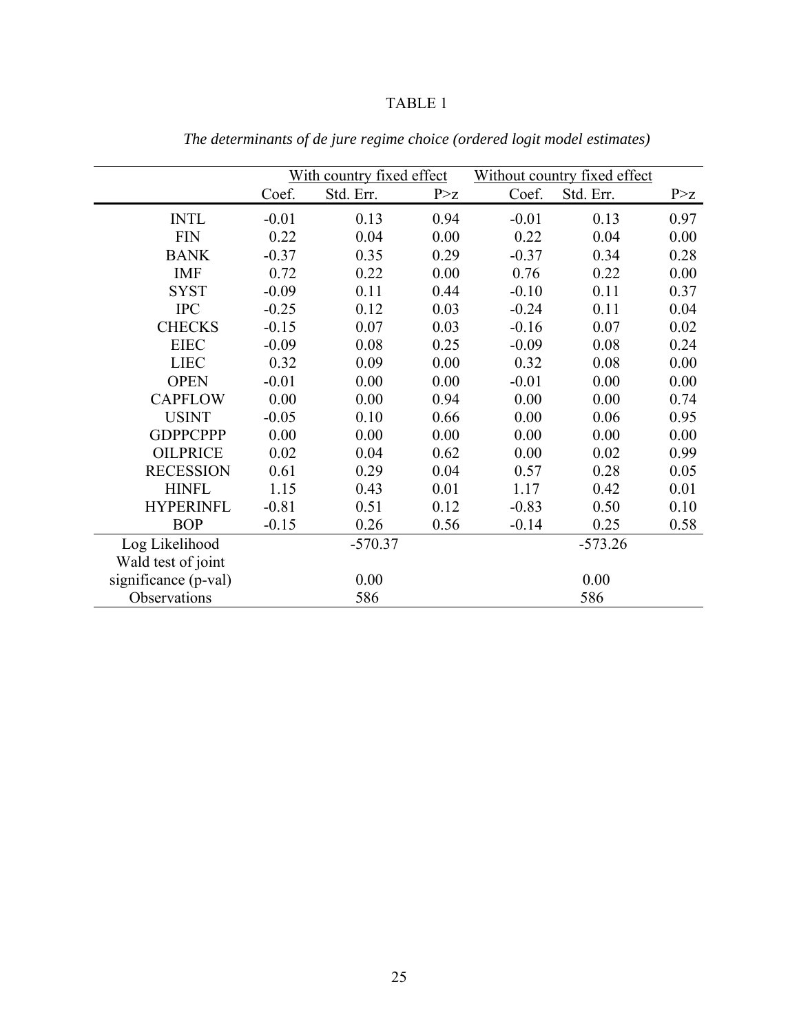TABLE 1

*The determinants of de jure regime choice (ordered logit model estimates)*

| | With country fixed effect | | | Without country fixed effect | | |
|---|---|---|---|---|---|---|
| | Coef. | Std. Err. | P>z | Coef. | Std. Err. | P>z |
| INTL | -0.01 | 0.13 | 0.94 | -0.01 | 0.13 | 0.97 |
| FIN | 0.22 | 0.04 | 0.00 | 0.22 | 0.04 | 0.00 |
| BANK | -0.37 | 0.35 | 0.29 | -0.37 | 0.34 | 0.28 |
| IMF | 0.72 | 0.22 | 0.00 | 0.76 | 0.22 | 0.00 |
| SYST | -0.09 | 0.11 | 0.44 | -0.10 | 0.11 | 0.37 |
| IPC | -0.25 | 0.12 | 0.03 | -0.24 | 0.11 | 0.04 |
| CHECKS | -0.15 | 0.07 | 0.03 | -0.16 | 0.07 | 0.02 |
| EIEC | -0.09 | 0.08 | 0.25 | -0.09 | 0.08 | 0.24 |
| LIEC | 0.32 | 0.09 | 0.00 | 0.32 | 0.08 | 0.00 |
| OPEN | -0.01 | 0.00 | 0.00 | -0.01 | 0.00 | 0.00 |
| CAPFLOW | 0.00 | 0.00 | 0.94 | 0.00 | 0.00 | 0.74 |
| USINT | -0.05 | 0.10 | 0.66 | 0.00 | 0.06 | 0.95 |
| GDPPCPPP | 0.00 | 0.00 | 0.00 | 0.00 | 0.00 | 0.00 |
| OILPRICE | 0.02 | 0.04 | 0.62 | 0.00 | 0.02 | 0.99 |
| RECESSION | 0.61 | 0.29 | 0.04 | 0.57 | 0.28 | 0.05 |
| HINFL | 1.15 | 0.43 | 0.01 | 1.17 | 0.42 | 0.01 |
| HYPERINFL | -0.81 | 0.51 | 0.12 | -0.83 | 0.50 | 0.10 |
| BOP | -0.15 | 0.26 | 0.56 | -0.14 | 0.25 | 0.58 |
| Log Likelihood | | -570.37 | | | -573.26 | |
| Wald test of joint significance (p-val) | | 0.00 | | | 0.00 | |
| Observations | | 586 | | | 586 | |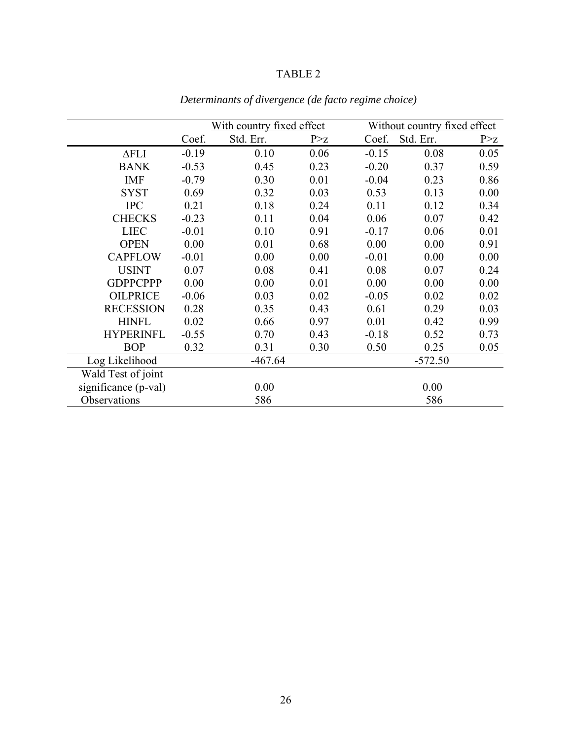TABLE 2

*Determinants of divergence (de facto regime choice)*

| | With country fixed effect | | | Without country fixed effect | | |
|---|---|---|---|---|---|---|
| | Coef. | Std. Err. | P>z | Coef. | Std. Err. | P>z |
| ΔFLI | -0.19 | 0.10 | 0.06 | -0.15 | 0.08 | 0.05 |
| BANK | -0.53 | 0.45 | 0.23 | -0.20 | 0.37 | 0.59 |
| IMF | -0.79 | 0.30 | 0.01 | -0.04 | 0.23 | 0.86 |
| SYST | 0.69 | 0.32 | 0.03 | 0.53 | 0.13 | 0.00 |
| IPC | 0.21 | 0.18 | 0.24 | 0.11 | 0.12 | 0.34 |
| CHECKS | -0.23 | 0.11 | 0.04 | 0.06 | 0.07 | 0.42 |
| LIEC | -0.01 | 0.10 | 0.91 | -0.17 | 0.06 | 0.01 |
| OPEN | 0.00 | 0.01 | 0.68 | 0.00 | 0.00 | 0.91 |
| CAPFLOW | -0.01 | 0.00 | 0.00 | -0.01 | 0.00 | 0.00 |
| USINT | 0.07 | 0.08 | 0.41 | 0.08 | 0.07 | 0.24 |
| GDPPCPPP | 0.00 | 0.00 | 0.01 | 0.00 | 0.00 | 0.00 |
| OILPRICE | -0.06 | 0.03 | 0.02 | -0.05 | 0.02 | 0.02 |
| RECESSION | 0.28 | 0.35 | 0.43 | 0.61 | 0.29 | 0.03 |
| HINFL | 0.02 | 0.66 | 0.97 | 0.01 | 0.42 | 0.99 |
| HYPERINFL | -0.55 | 0.70 | 0.43 | -0.18 | 0.52 | 0.73 |
| BOP | 0.32 | 0.31 | 0.30 | 0.50 | 0.25 | 0.05 |
| Log Likelihood | | -467.64 | | | -572.50 | |
| Wald Test of joint significance (p-val) | | 0.00 | | | 0.00 | |
| Observations | | 586 | | | 586 | |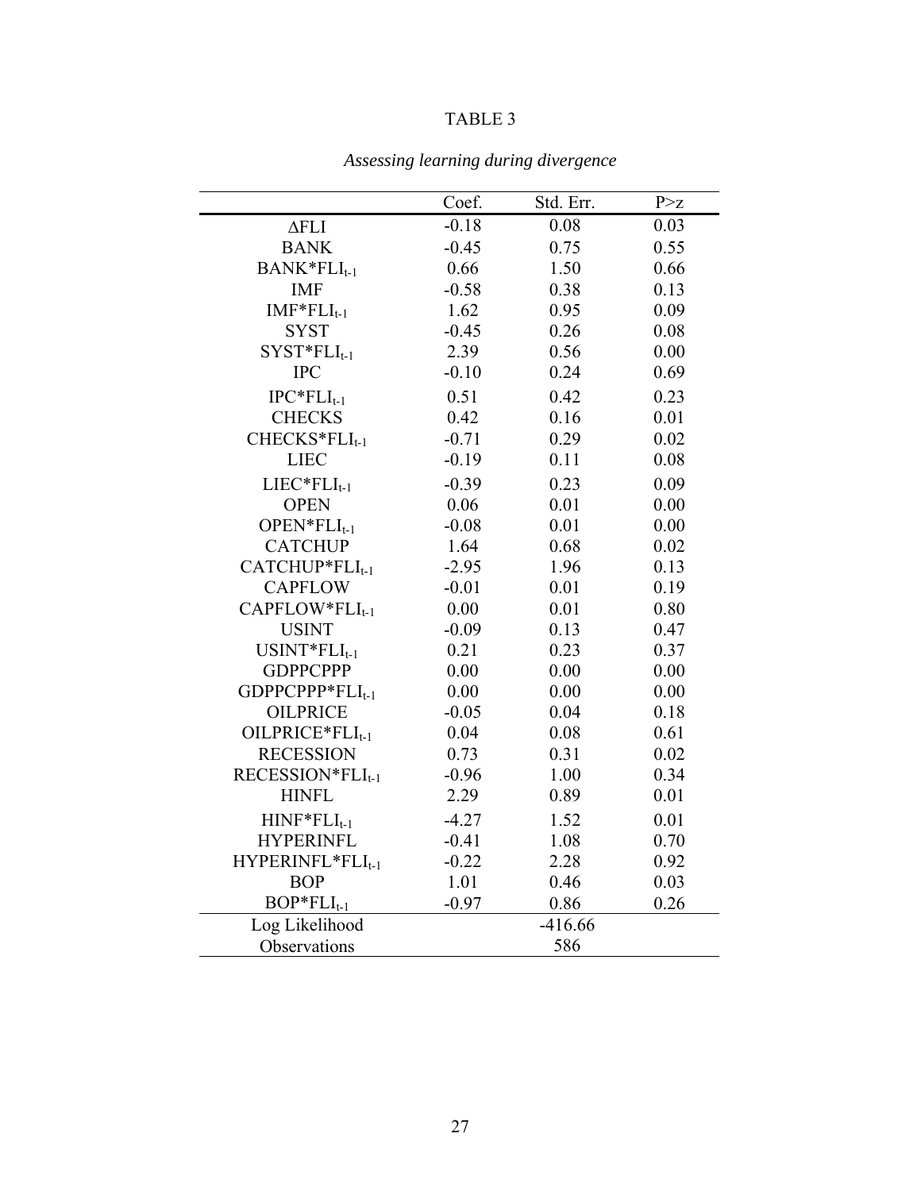TABLE 3

*Assessing learning during divergence*

| | Coef. | Std. Err. | P>z |
|---|---|---|---|
| $\Delta$FLI | -0.18 | 0.08 | 0.03 |
| BANK | -0.45 | 0.75 | 0.55 |
| BANK*$FLI_{t-1}$ | 0.66 | 1.50 | 0.66 |
| IMF | -0.58 | 0.38 | 0.13 |
| IMF*$FLI_{t-1}$ | 1.62 | 0.95 | 0.09 |
| SYST | -0.45 | 0.26 | 0.08 |
| SYST*$FLI_{t-1}$ | 2.39 | 0.56 | 0.00 |
| IPC | -0.10 | 0.24 | 0.69 |
| IPC*$FLI_{t-1}$ | 0.51 | 0.42 | 0.23 |
| CHECKS | 0.42 | 0.16 | 0.01 |
| CHECKS*$FLI_{t-1}$ | -0.71 | 0.29 | 0.02 |
| LIEC | -0.19 | 0.11 | 0.08 |
| LIEC*$FLI_{t-1}$ | -0.39 | 0.23 | 0.09 |
| OPEN | 0.06 | 0.01 | 0.00 |
| OPEN*$FLI_{t-1}$ | -0.08 | 0.01 | 0.00 |
| CATCHUP | 1.64 | 0.68 | 0.02 |
| CATCHUP*$FLI_{t-1}$ | -2.95 | 1.96 | 0.13 |
| CAPFLOW | -0.01 | 0.01 | 0.19 |
| CAPFLOW*$FLI_{t-1}$ | 0.00 | 0.01 | 0.80 |
| USINT | -0.09 | 0.13 | 0.47 |
| USINT*$FLI_{t-1}$ | 0.21 | 0.23 | 0.37 |
| GDPPCPPP | 0.00 | 0.00 | 0.00 |
| GDPPCPPP*$FLI_{t-1}$ | 0.00 | 0.00 | 0.00 |
| OILPRICE | -0.05 | 0.04 | 0.18 |
| OILPRICE*$FLI_{t-1}$ | 0.04 | 0.08 | 0.61 |
| RECESSION | 0.73 | 0.31 | 0.02 |
| RECESSION*$FLI_{t-1}$ | -0.96 | 1.00 | 0.34 |
| HINFL | 2.29 | 0.89 | 0.01 |
| HINF*$FLI_{t-1}$ | -4.27 | 1.52 | 0.01 |
| HYPERINFL | -0.41 | 1.08 | 0.70 |
| HYPERINFL*$FLI_{t-1}$ | -0.22 | 2.28 | 0.92 |
| BOP | 1.01 | 0.46 | 0.03 |
| BOP*$FLI_{t-1}$ | -0.97 | 0.86 | 0.26 |
| Log Likelihood | | -416.66 | |
| Observations | | 586 | |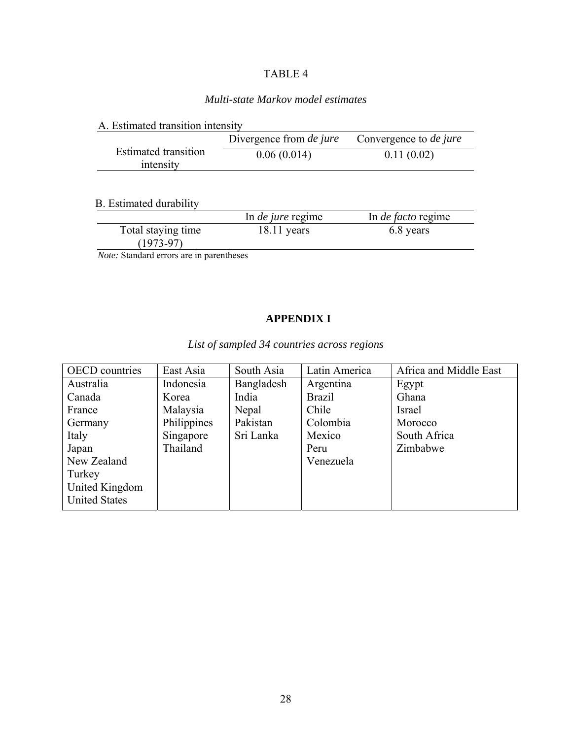TABLE 4

*Multi-state Markov model estimates*

A. Estimated transition intensity

| | Divergence from *de jure* | Convergence to *de jure* |
|---|---|---|
| Estimated transition intensity | 0.06 (0.014) | 0.11 (0.02) |

B. Estimated durability

| | In *de jure* regime | In *de facto* regime |
|---|---|---|
| Total staying time (1973-97) | 18.11 years | 6.8 years |

*Note:* Standard errors are in parentheses

**APPENDIX I**

*List of sampled 34 countries across regions*

| OECD countries | East Asia | South Asia | Latin America | Africa and Middle East |
|---|---|---|---|---|
| Australia | Indonesia | Bangladesh | Argentina | Egypt |
| Canada | Korea | India | Brazil | Ghana |
| France | Malaysia | Nepal | Chile | Israel |
| Germany | Philippines | Pakistan | Colombia | Morocco |
| Italy | Singapore | Sri Lanka | Mexico | South Africa |
| Japan | Thailand | | Peru | Zimbabwe |
| New Zealand | | | Venezuela | |
| Turkey | | | | |
| United Kingdom | | | | |
| United States | | | | |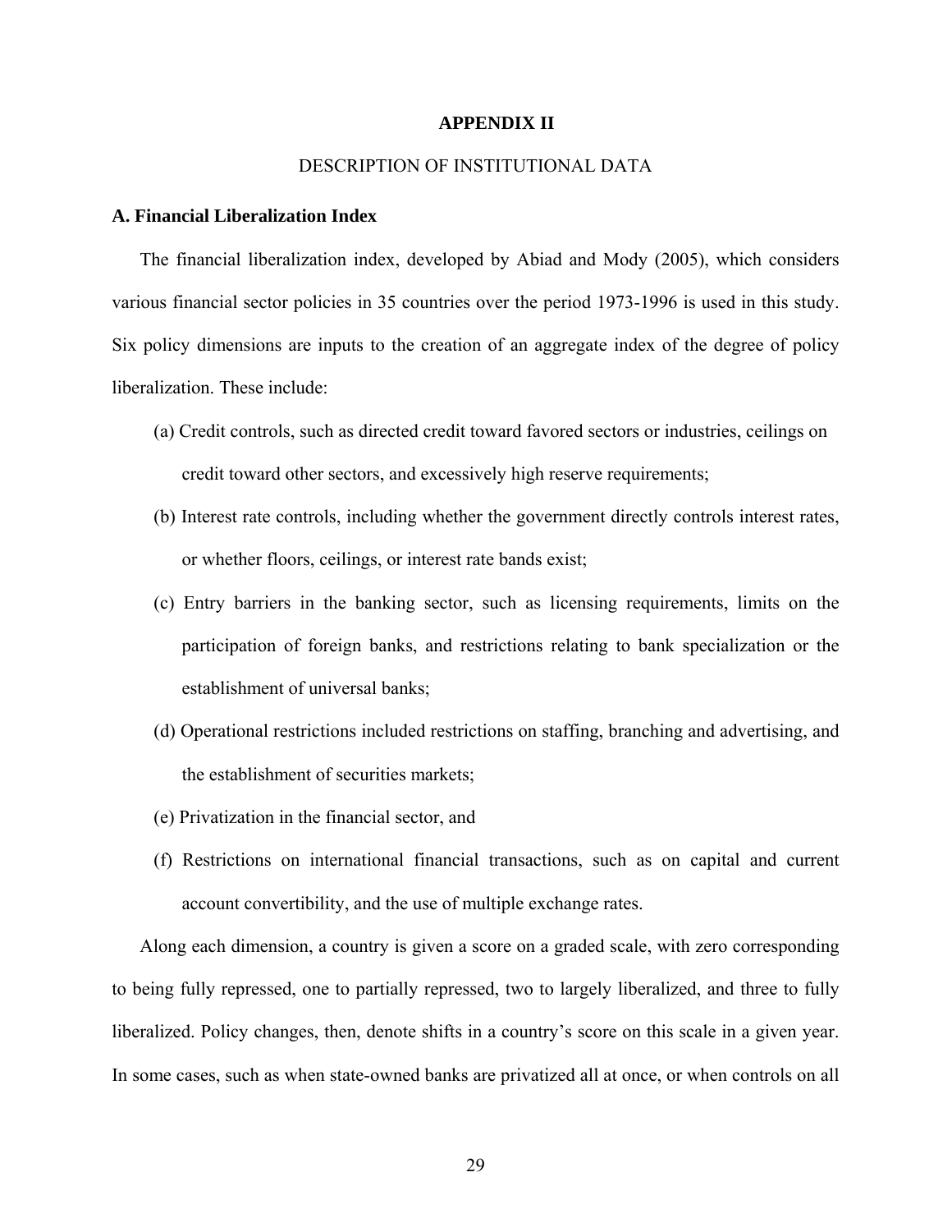# APPENDIX II

## DESCRIPTION OF INSTITUTIONAL DATA

### A. Financial Liberalization Index

The financial liberalization index, developed by Abiad and Mody (2005), which considers various financial sector policies in 35 countries over the period 1973-1996 is used in this study. Six policy dimensions are inputs to the creation of an aggregate index of the degree of policy liberalization. These include:

(a) Credit controls, such as directed credit toward favored sectors or industries, ceilings on credit toward other sectors, and excessively high reserve requirements;

(b) Interest rate controls, including whether the government directly controls interest rates, or whether floors, ceilings, or interest rate bands exist;

(c) Entry barriers in the banking sector, such as licensing requirements, limits on the participation of foreign banks, and restrictions relating to bank specialization or the establishment of universal banks;

(d) Operational restrictions included restrictions on staffing, branching and advertising, and the establishment of securities markets;

(e) Privatization in the financial sector, and

(f) Restrictions on international financial transactions, such as on capital and current account convertibility, and the use of multiple exchange rates.

Along each dimension, a country is given a score on a graded scale, with zero corresponding to being fully repressed, one to partially repressed, two to largely liberalized, and three to fully liberalized. Policy changes, then, denote shifts in a country's score on this scale in a given year. In some cases, such as when state-owned banks are privatized all at once, or when controls on all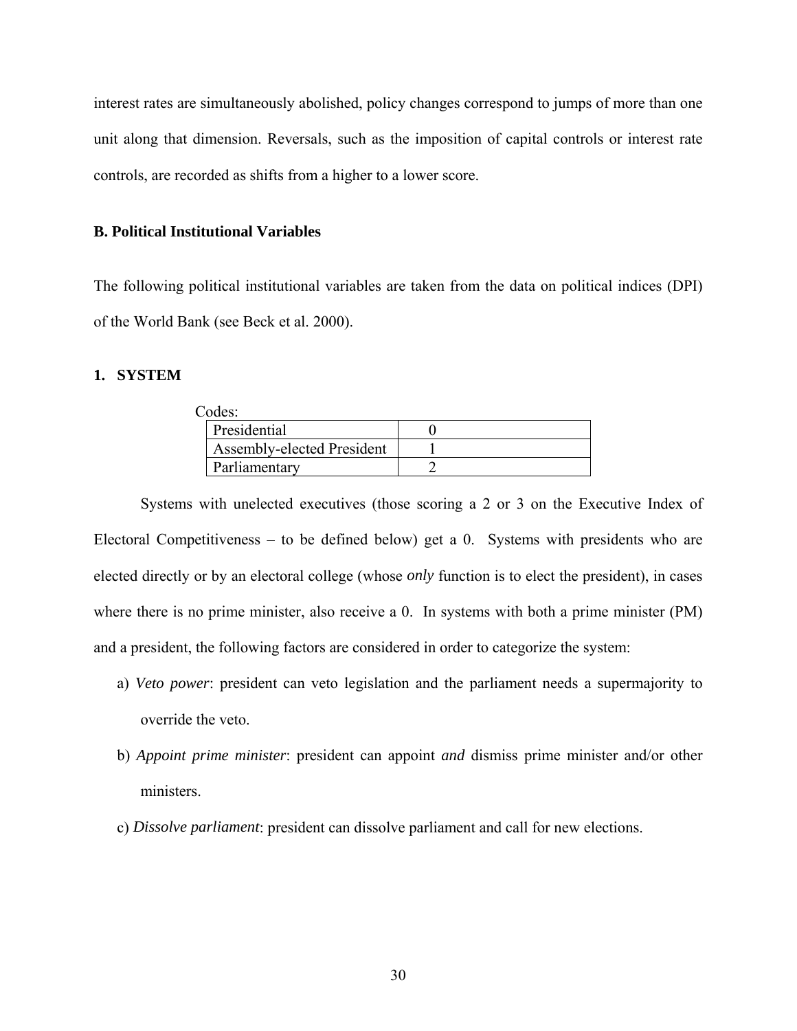interest rates are simultaneously abolished, policy changes correspond to jumps of more than one unit along that dimension. Reversals, such as the imposition of capital controls or interest rate controls, are recorded as shifts from a higher to a lower score.

**B. Political Institutional Variables**

The following political institutional variables are taken from the data on political indices (DPI) of the World Bank (see Beck et al. 2000).

**1. SYSTEM**

Codes:

| Presidential | 0 |
|---|---|
| Assembly-elected President | 1 |
| Parliamentary | 2 |

Systems with unelected executives (those scoring a 2 or 3 on the Executive Index of Electoral Competitiveness – to be defined below) get a 0. Systems with presidents who are elected directly or by an electoral college (whose *only* function is to elect the president), in cases where there is no prime minister, also receive a 0. In systems with both a prime minister (PM) and a president, the following factors are considered in order to categorize the system:

a) *Veto power*: president can veto legislation and the parliament needs a supermajority to override the veto.

b) *Appoint prime minister*: president can appoint *and* dismiss prime minister and/or other ministers.

c) *Dissolve parliament*: president can dissolve parliament and call for new elections.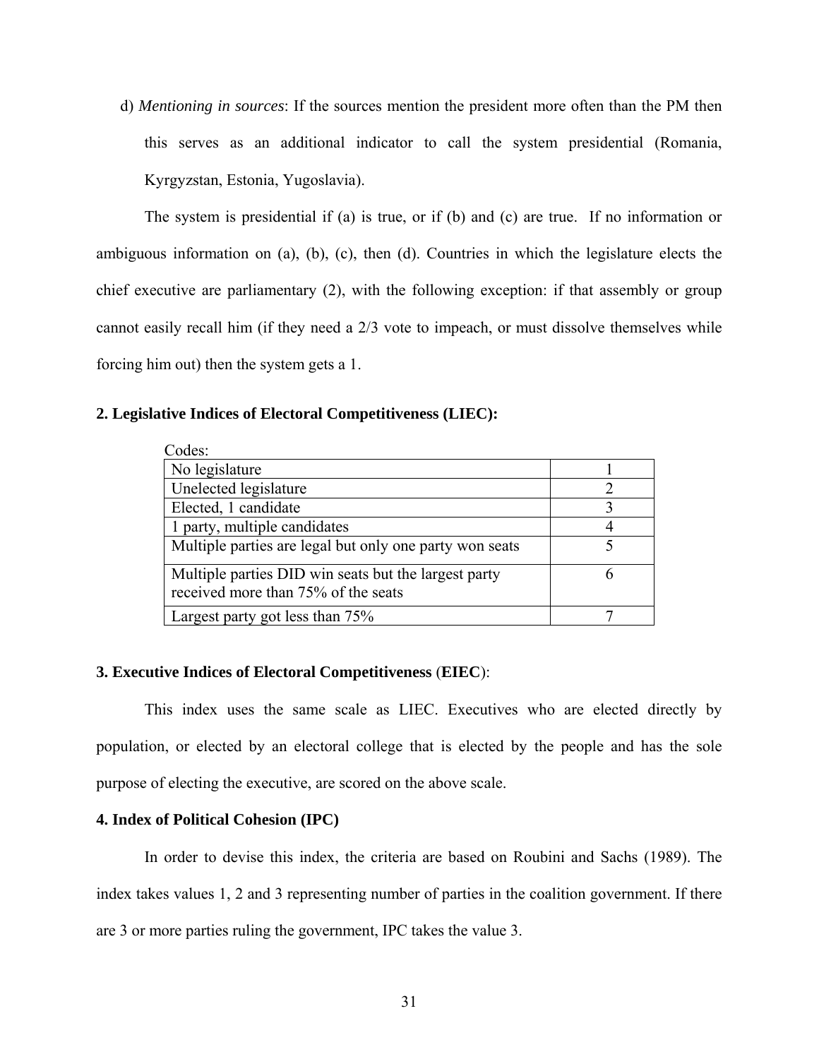d) *Mentioning in sources*: If the sources mention the president more often than the PM then this serves as an additional indicator to call the system presidential (Romania, Kyrgyzstan, Estonia, Yugoslavia).

The system is presidential if (a) is true, or if (b) and (c) are true. If no information or ambiguous information on (a), (b), (c), then (d). Countries in which the legislature elects the chief executive are parliamentary (2), with the following exception: if that assembly or group cannot easily recall him (if they need a 2/3 vote to impeach, or must dissolve themselves while forcing him out) then the system gets a 1.

**2. Legislative Indices of Electoral Competitiveness (LIEC):**

Codes:

| | |
|---|---|
| No legislature | 1 |
| Unelected legislature | 2 |
| Elected, 1 candidate | 3 |
| 1 party, multiple candidates | 4 |
| Multiple parties are legal but only one party won seats | 5 |
| Multiple parties DID win seats but the largest party received more than 75% of the seats | 6 |
| Largest party got less than 75% | 7 |

**3. Executive Indices of Electoral Competitiveness (EIEC):**

This index uses the same scale as LIEC. Executives who are elected directly by population, or elected by an electoral college that is elected by the people and has the sole purpose of electing the executive, are scored on the above scale.

**4. Index of Political Cohesion (IPC)**

In order to devise this index, the criteria are based on Roubini and Sachs (1989). The index takes values 1, 2 and 3 representing number of parties in the coalition government. If there are 3 or more parties ruling the government, IPC takes the value 3.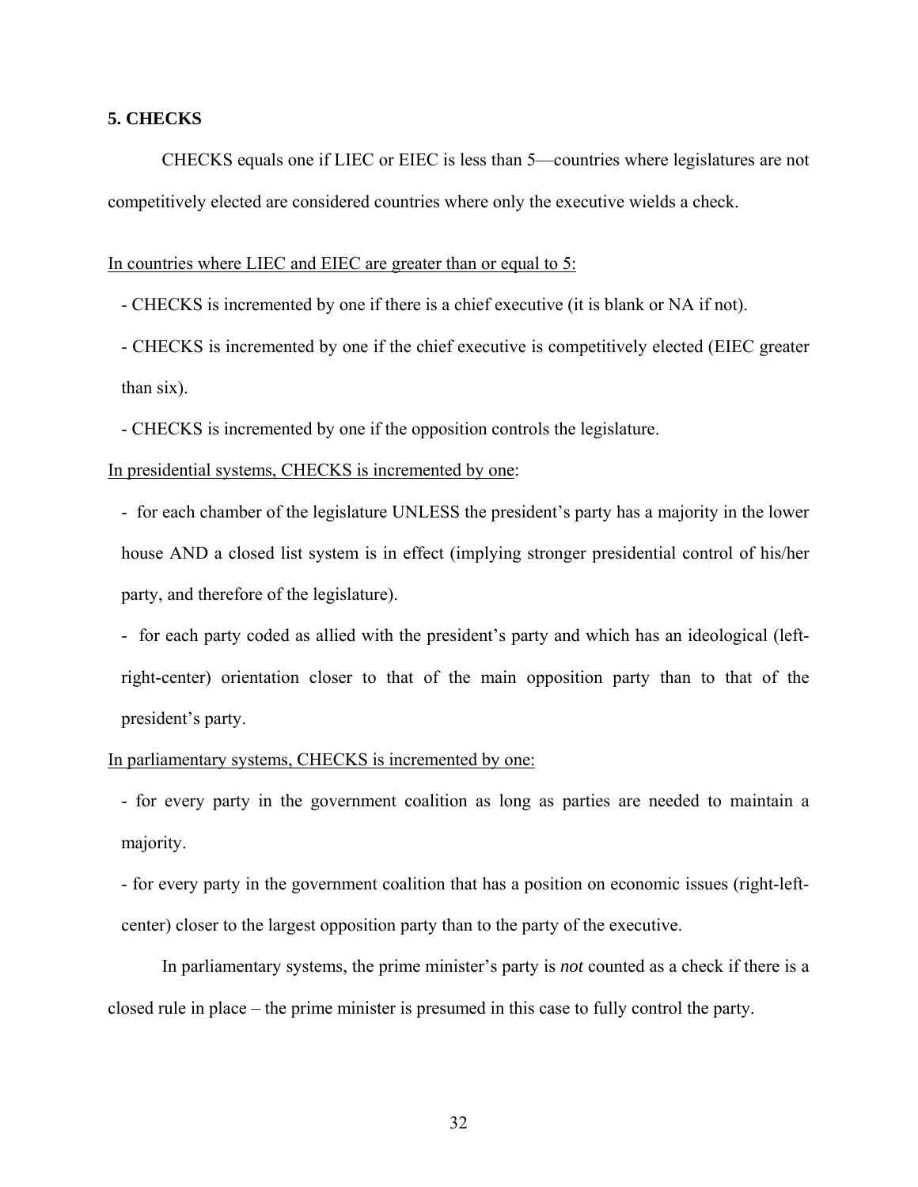## 5. CHECKS

CHECKS equals one if LIEC or EIEC is less than 5—countries where legislatures are not competitively elected are considered countries where only the executive wields a check.

<u>In countries where LIEC and EIEC are greater than or equal to 5:</u>

- CHECKS is incremented by one if there is a chief executive (it is blank or NA if not).
- CHECKS is incremented by one if the chief executive is competitively elected (EIEC greater than six).
- CHECKS is incremented by one if the opposition controls the legislature.

<u>In presidential systems, CHECKS is incremented by one</u>:

- for each chamber of the legislature UNLESS the president's party has a majority in the lower house AND a closed list system is in effect (implying stronger presidential control of his/her party, and therefore of the legislature).
- for each party coded as allied with the president's party and which has an ideological (left-right-center) orientation closer to that of the main opposition party than to that of the president's party.

<u>In parliamentary systems, CHECKS is incremented by one:</u>

- for every party in the government coalition as long as parties are needed to maintain a majority.
- for every party in the government coalition that has a position on economic issues (right-left-center) closer to the largest opposition party than to the party of the executive.

In parliamentary systems, the prime minister's party is *not* counted as a check if there is a closed rule in place – the prime minister is presumed in this case to fully control the party.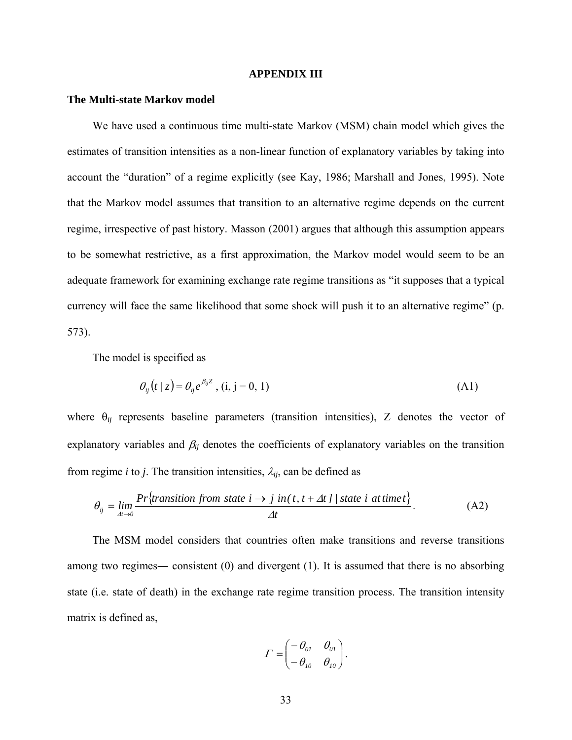## APPENDIX III

### The Multi-state Markov model

We have used a continuous time multi-state Markov (MSM) chain model which gives the estimates of transition intensities as a non-linear function of explanatory variables by taking into account the "duration" of a regime explicitly (see Kay, 1986; Marshall and Jones, 1995). Note that the Markov model assumes that transition to an alternative regime depends on the current regime, irrespective of past history. Masson (2001) argues that although this assumption appears to be somewhat restrictive, as a first approximation, the Markov model would seem to be an adequate framework for examining exchange rate regime transitions as "it supposes that a typical currency will face the same likelihood that some shock will push it to an alternative regime" (p. 573).

The model is specified as

$$\theta_{ij}(t \mid z) = \theta_{ij} e^{\beta_{ij} Z} \text{ , (i, j = 0, 1)} \tag{A1}$$

where $\theta_{ij}$ represents baseline parameters (transition intensities), Z denotes the vector of explanatory variables and $\beta_{ij}$ denotes the coefficients of explanatory variables on the transition from regime *i* to *j*. The transition intensities, $\lambda_{ij}$, can be defined as

$$\theta_{ij} = \lim_{\Delta t \to 0} \frac{Pr\{transition\ from\ state\ i \to j\ in(t, t + \Delta t] \mid state\ i\ at\ time\ t\}}{\Delta t}. \tag{A2}$$

The MSM model considers that countries often make transitions and reverse transitions among two regimes― consistent (0) and divergent (1). It is assumed that there is no absorbing state (i.e. state of death) in the exchange rate regime transition process. The transition intensity matrix is defined as,

$$\Gamma = \begin{pmatrix} -\theta_{01} & \theta_{01} \\ -\theta_{10} & \theta_{10} \end{pmatrix}.$$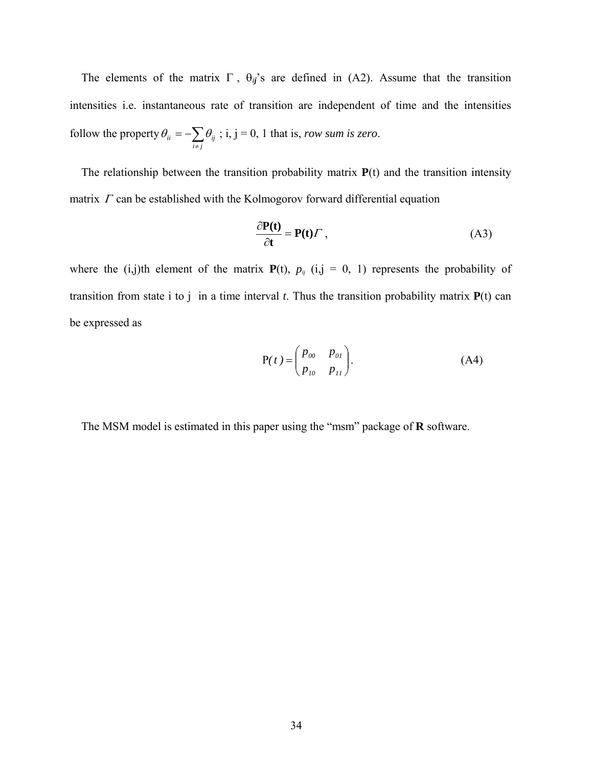The elements of the matrix $\Gamma$ , $\theta_{ij}$'s are defined in (A2). Assume that the transition intensities i.e. instantaneous rate of transition are independent of time and the intensities follow the property $\theta_{ii} = -\sum_{i \neq j} \theta_{ij}$ ; i, j = 0, 1 that is, *row sum is zero*.

The relationship between the transition probability matrix **P**(t) and the transition intensity matrix $\Gamma$ can be established with the Kolmogorov forward differential equation

$$\frac{\partial \mathbf{P(t)}}{\partial \mathbf{t}} = \mathbf{P(t)}\Gamma \, , \tag{A3}$$

where the (i,j)th element of the matrix **P**(t), $p_{ij}$ (i,j = 0, 1) represents the probability of transition from state i to j in a time interval *t*. Thus the transition probability matrix **P**(t) can be expressed as

$$\mathrm{P}(t) = \begin{pmatrix} p_{00} & p_{01} \\ p_{10} & p_{11} \end{pmatrix}. \tag{A4}$$

The MSM model is estimated in this paper using the “msm” package of **R** software.